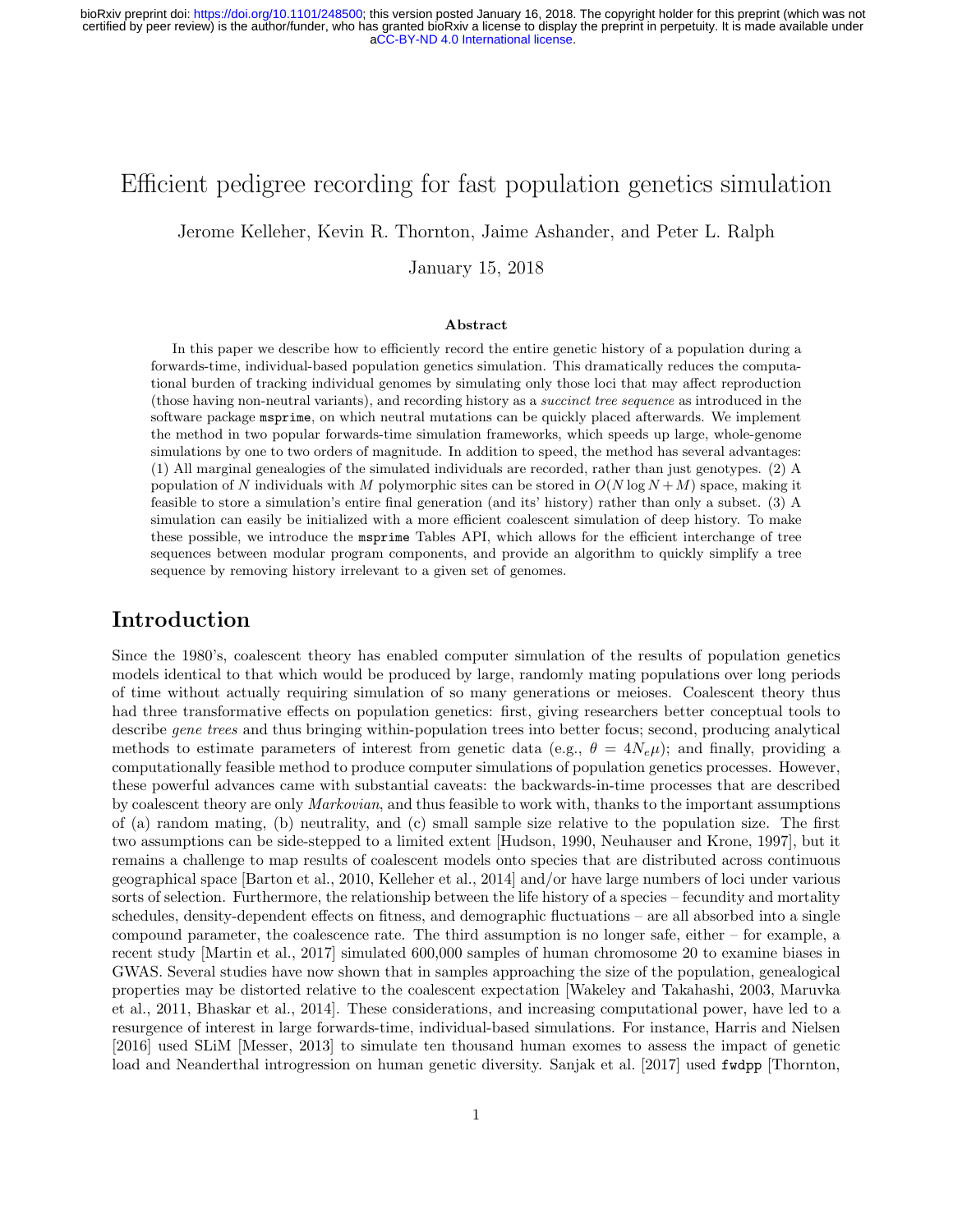# Efficient pedigree recording for fast population genetics simulation

Jerome Kelleher, Kevin R. Thornton, Jaime Ashander, and Peter L. Ralph

January 15, 2018

### Abstract

In this paper we describe how to efficiently record the entire genetic history of a population during a forwards-time, individual-based population genetics simulation. This dramatically reduces the computational burden of tracking individual genomes by simulating only those loci that may affect reproduction (those having non-neutral variants), and recording history as a *succinct tree sequence* as introduced in the software package `msprime`, on which neutral mutations can be quickly placed afterwards. We implement the method in two popular forwards-time simulation frameworks, which speeds up large, whole-genome simulations by one to two orders of magnitude. In addition to speed, the method has several advantages: (1) All marginal genealogies of the simulated individuals are recorded, rather than just genotypes. (2) A population of $N$ individuals with $M$ polymorphic sites can be stored in $O(N \log N + M)$ space, making it feasible to store a simulation's entire final generation (and its' history) rather than only a subset. (3) A simulation can easily be initialized with a more efficient coalescent simulation of deep history. To make these possible, we introduce the `msprime` Tables API, which allows for the efficient interchange of tree sequences between modular program components, and provide an algorithm to quickly simplify a tree sequence by removing history irrelevant to a given set of genomes.

## Introduction

Since the 1980's, coalescent theory has enabled computer simulation of the results of population genetics models identical to that which would be produced by large, randomly mating populations over long periods of time without actually requiring simulation of so many generations or meioses. Coalescent theory thus had three transformative effects on population genetics: first, giving researchers better conceptual tools to describe *gene trees* and thus bringing within-population trees into better focus; second, producing analytical methods to estimate parameters of interest from genetic data (e.g., $\theta = 4N_e\mu$); and finally, providing a computationally feasible method to produce computer simulations of population genetics processes. However, these powerful advances came with substantial caveats: the backwards-in-time processes that are described by coalescent theory are only *Markovian*, and thus feasible to work with, thanks to the important assumptions of (a) random mating, (b) neutrality, and (c) small sample size relative to the population size. The first two assumptions can be side-stepped to a limited extent [Hudson, 1990, Neuhauser and Krone, 1997], but it remains a challenge to map results of coalescent models onto species that are distributed across continuous geographical space [Barton et al., 2010, Kelleher et al., 2014] and/or have large numbers of loci under various sorts of selection. Furthermore, the relationship between the life history of a species – fecundity and mortality schedules, density-dependent effects on fitness, and demographic fluctuations – are all absorbed into a single compound parameter, the coalescence rate. The third assumption is no longer safe, either – for example, a recent study [Martin et al., 2017] simulated 600,000 samples of human chromosome 20 to examine biases in GWAS. Several studies have now shown that in samples approaching the size of the population, genealogical properties may be distorted relative to the coalescent expectation [Wakeley and Takahashi, 2003, Maruvka et al., 2011, Bhaskar et al., 2014]. These considerations, and increasing computational power, have led to a resurgence of interest in large forwards-time, individual-based simulations. For instance, Harris and Nielsen [2016] used SLiM [Messer, 2013] to simulate ten thousand human exomes to assess the impact of genetic load and Neanderthal introgression on human genetic diversity. Sanjak et al. [2017] used `fwdpp` [Thornton,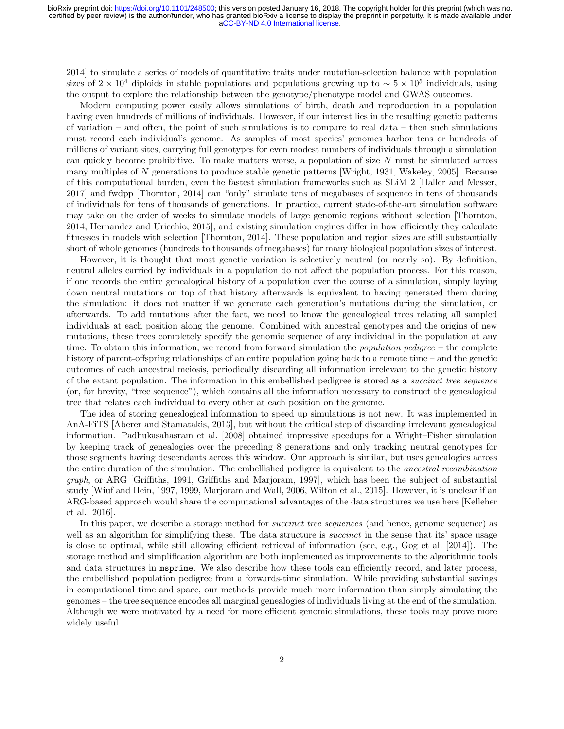2014] to simulate a series of models of quantitative traits under mutation-selection balance with population sizes of $2 \times 10^4$ diploids in stable populations and populations growing up to $\sim 5 \times 10^5$ individuals, using the output to explore the relationship between the genotype/phenotype model and GWAS outcomes.

Modern computing power easily allows simulations of birth, death and reproduction in a population having even hundreds of millions of individuals. However, if our interest lies in the resulting genetic patterns of variation – and often, the point of such simulations is to compare to real data – then such simulations must record each individual's genome. As samples of most species' genomes harbor tens or hundreds of millions of variant sites, carrying full genotypes for even modest numbers of individuals through a simulation can quickly become prohibitive. To make matters worse, a population of size $N$ must be simulated across many multiples of $N$ generations to produce stable genetic patterns [Wright, 1931, Wakeley, 2005]. Because of this computational burden, even the fastest simulation frameworks such as SLiM 2 [Haller and Messer, 2017] and fwdpp [Thornton, 2014] can "only" simulate tens of megabases of sequence in tens of thousands of individuals for tens of thousands of generations. In practice, current state-of-the-art simulation software may take on the order of weeks to simulate models of large genomic regions without selection [Thornton, 2014, Hernandez and Uricchio, 2015], and existing simulation engines differ in how efficiently they calculate fitnesses in models with selection [Thornton, 2014]. These population and region sizes are still substantially short of whole genomes (hundreds to thousands of megabases) for many biological population sizes of interest.

However, it is thought that most genetic variation is selectively neutral (or nearly so). By definition, neutral alleles carried by individuals in a population do not affect the population process. For this reason, if one records the entire genealogical history of a population over the course of a simulation, simply laying down neutral mutations on top of that history afterwards is equivalent to having generated them during the simulation: it does not matter if we generate each generation's mutations during the simulation, or afterwards. To add mutations after the fact, we need to know the genealogical trees relating all sampled individuals at each position along the genome. Combined with ancestral genotypes and the origins of new mutations, these trees completely specify the genomic sequence of any individual in the population at any time. To obtain this information, we record from forward simulation the *population pedigree* – the complete history of parent-offspring relationships of an entire population going back to a remote time – and the genetic outcomes of each ancestral meiosis, periodically discarding all information irrelevant to the genetic history of the extant population. The information in this embellished pedigree is stored as a *succinct tree sequence* (or, for brevity, "tree sequence"), which contains all the information necessary to construct the genealogical tree that relates each individual to every other at each position on the genome.

The idea of storing genealogical information to speed up simulations is not new. It was implemented in AnA-FiTS [Aberer and Stamatakis, 2013], but without the critical step of discarding irrelevant genealogical information. Padhukasahasram et al. [2008] obtained impressive speedups for a Wright–Fisher simulation by keeping track of genealogies over the preceding 8 generations and only tracking neutral genotypes for those segments having descendants across this window. Our approach is similar, but uses genealogies across the entire duration of the simulation. The embellished pedigree is equivalent to the *ancestral recombination graph*, or ARG [Griffiths, 1991, Griffiths and Marjoram, 1997], which has been the subject of substantial study [Wiuf and Hein, 1997, 1999, Marjoram and Wall, 2006, Wilton et al., 2015]. However, it is unclear if an ARG-based approach would share the computational advantages of the data structures we use here [Kelleher et al., 2016].

In this paper, we describe a storage method for *succinct tree sequences* (and hence, genome sequence) as well as an algorithm for simplifying these. The data structure is *succinct* in the sense that its' space usage is close to optimal, while still allowing efficient retrieval of information (see, e.g., Gog et al. [2014]). The storage method and simplification algorithm are both implemented as improvements to the algorithmic tools and data structures in `msprime`. We also describe how these tools can efficiently record, and later process, the embellished population pedigree from a forwards-time simulation. While providing substantial savings in computational time and space, our methods provide much more information than simply simulating the genomes – the tree sequence encodes all marginal genealogies of individuals living at the end of the simulation. Although we were motivated by a need for more efficient genomic simulations, these tools may prove more widely useful.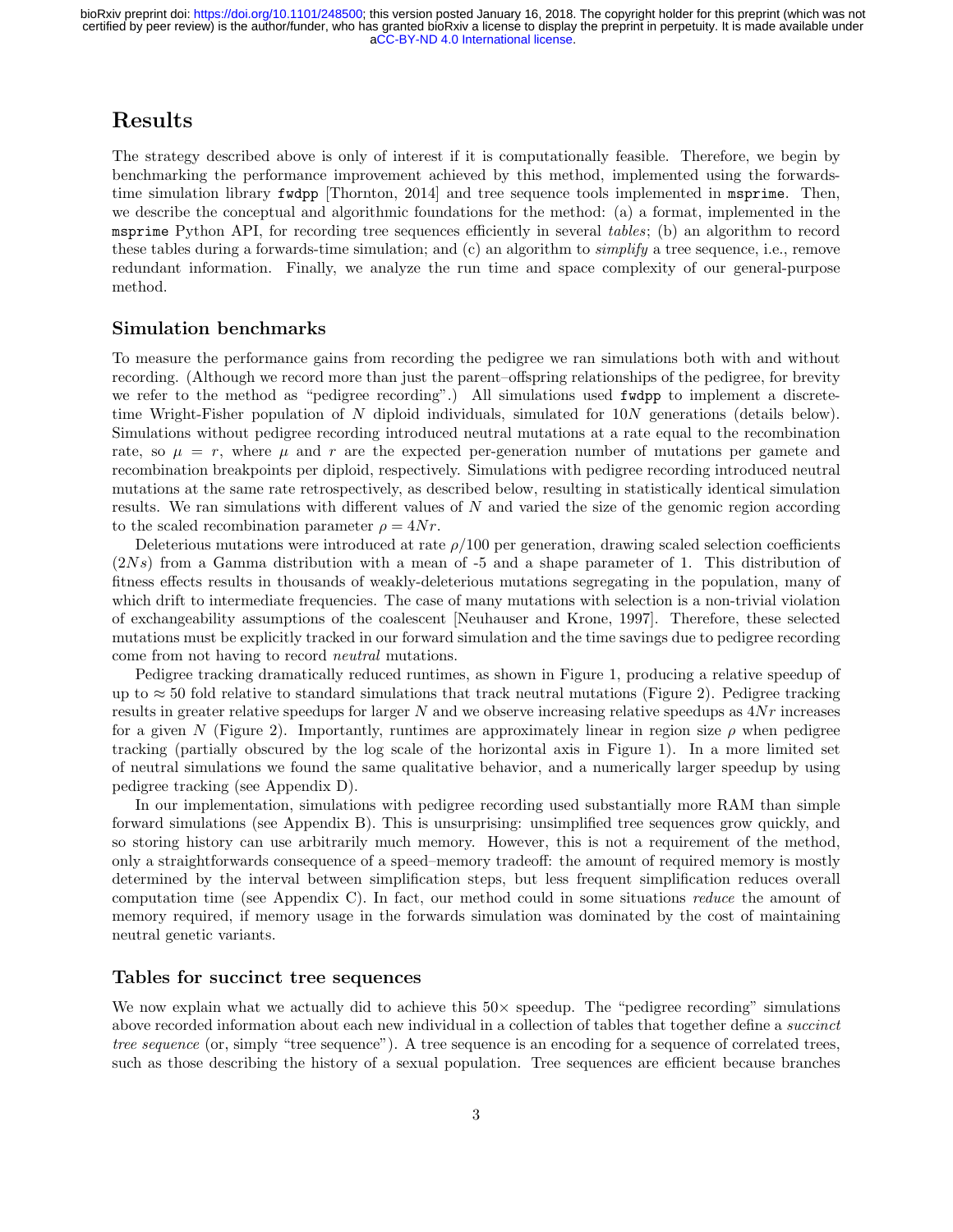## Results

The strategy described above is only of interest if it is computationally feasible. Therefore, we begin by benchmarking the performance improvement achieved by this method, implemented using the forwards-time simulation library `fwdpp` [Thornton, 2014] and tree sequence tools implemented in `msprime`. Then, we describe the conceptual and algorithmic foundations for the method: (a) a format, implemented in the `msprime` Python API, for recording tree sequences efficiently in several *tables*; (b) an algorithm to record these tables during a forwards-time simulation; and (c) an algorithm to *simplify* a tree sequence, i.e., remove redundant information. Finally, we analyze the run time and space complexity of our general-purpose method.

### Simulation benchmarks

To measure the performance gains from recording the pedigree we ran simulations both with and without recording. (Although we record more than just the parent–offspring relationships of the pedigree, for brevity we refer to the method as "pedigree recording".) All simulations used `fwdpp` to implement a discrete-time Wright-Fisher population of $N$ diploid individuals, simulated for $10N$ generations (details below). Simulations without pedigree recording introduced neutral mutations at a rate equal to the recombination rate, so $\mu = r$, where $\mu$ and $r$ are the expected per-generation number of mutations per gamete and recombination breakpoints per diploid, respectively. Simulations with pedigree recording introduced neutral mutations at the same rate retrospectively, as described below, resulting in statistically identical simulation results. We ran simulations with different values of $N$ and varied the size of the genomic region according to the scaled recombination parameter $\rho = 4Nr$.

Deleterious mutations were introduced at rate $\rho/100$ per generation, drawing scaled selection coefficients ($2Ns$) from a Gamma distribution with a mean of -5 and a shape parameter of 1. This distribution of fitness effects results in thousands of weakly-deleterious mutations segregating in the population, many of which drift to intermediate frequencies. The case of many mutations with selection is a non-trivial violation of exchangeability assumptions of the coalescent [Neuhauser and Krone, 1997]. Therefore, these selected mutations must be explicitly tracked in our forward simulation and the time savings due to pedigree recording come from not having to record *neutral* mutations.

Pedigree tracking dramatically reduced runtimes, as shown in Figure 1, producing a relative speedup of up to $\approx 50$ fold relative to standard simulations that track neutral mutations (Figure 2). Pedigree tracking results in greater relative speedups for larger $N$ and we observe increasing relative speedups as $4Nr$ increases for a given $N$ (Figure 2). Importantly, runtimes are approximately linear in region size $\rho$ when pedigree tracking (partially obscured by the log scale of the horizontal axis in Figure 1). In a more limited set of neutral simulations we found the same qualitative behavior, and a numerically larger speedup by using pedigree tracking (see Appendix D).

In our implementation, simulations with pedigree recording used substantially more RAM than simple forward simulations (see Appendix B). This is unsurprising: unsimplified tree sequences grow quickly, and so storing history can use arbitrarily much memory. However, this is not a requirement of the method, only a straightforwards consequence of a speed–memory tradeoff: the amount of required memory is mostly determined by the interval between simplification steps, but less frequent simplification reduces overall computation time (see Appendix C). In fact, our method could in some situations *reduce* the amount of memory required, if memory usage in the forwards simulation was dominated by the cost of maintaining neutral genetic variants.

### Tables for succinct tree sequences

We now explain what we actually did to achieve this $50\times$ speedup. The "pedigree recording" simulations above recorded information about each new individual in a collection of tables that together define a *succinct tree sequence* (or, simply "tree sequence"). A tree sequence is an encoding for a sequence of correlated trees, such as those describing the history of a sexual population. Tree sequences are efficient because branches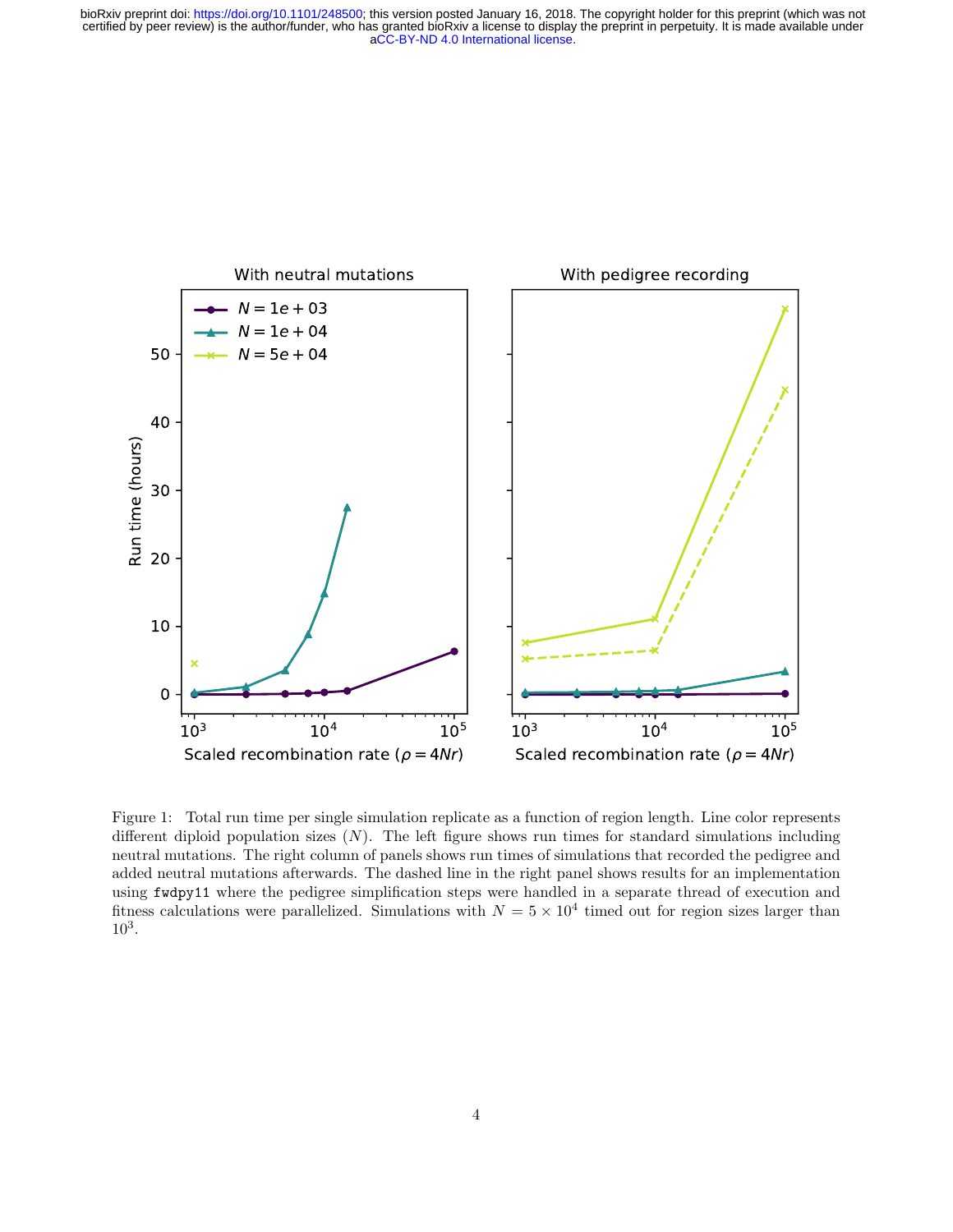Figure 1: Total run time per single simulation replicate as a function of region length. Line color represents different diploid population sizes ($N$). The left figure shows run times for standard simulations including neutral mutations. The right column of panels shows run times of simulations that recorded the pedigree and added neutral mutations afterwards. The dashed line in the right panel shows results for an implementation using `fwdpy11` where the pedigree simplification steps were handled in a separate thread of execution and fitness calculations were parallelized. Simulations with $N = 5 \times 10^4$ timed out for region sizes larger than $10^3$.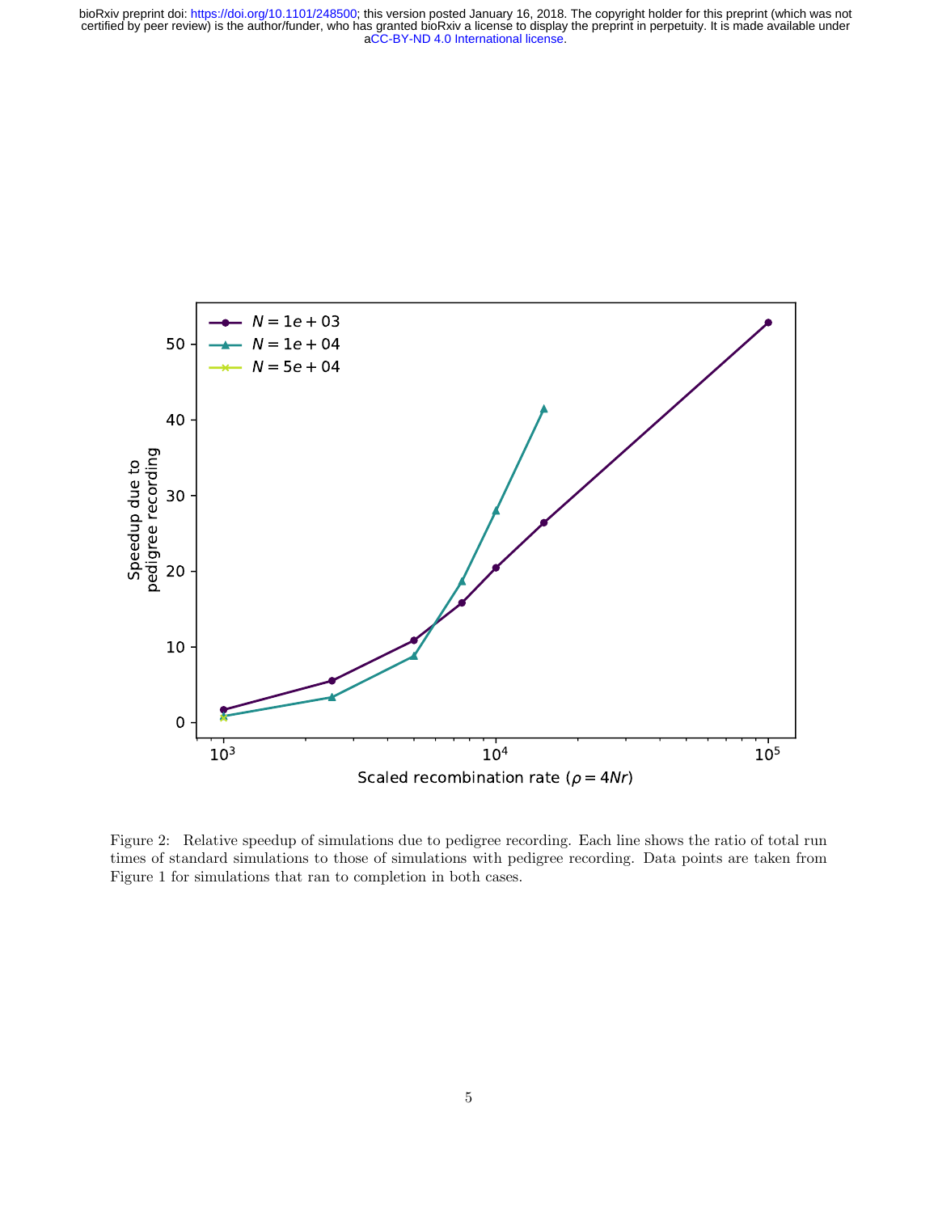Figure 2: Relative speedup of simulations due to pedigree recording. Each line shows the ratio of total run times of standard simulations to those of simulations with pedigree recording. Data points are taken from Figure 1 for simulations that ran to completion in both cases.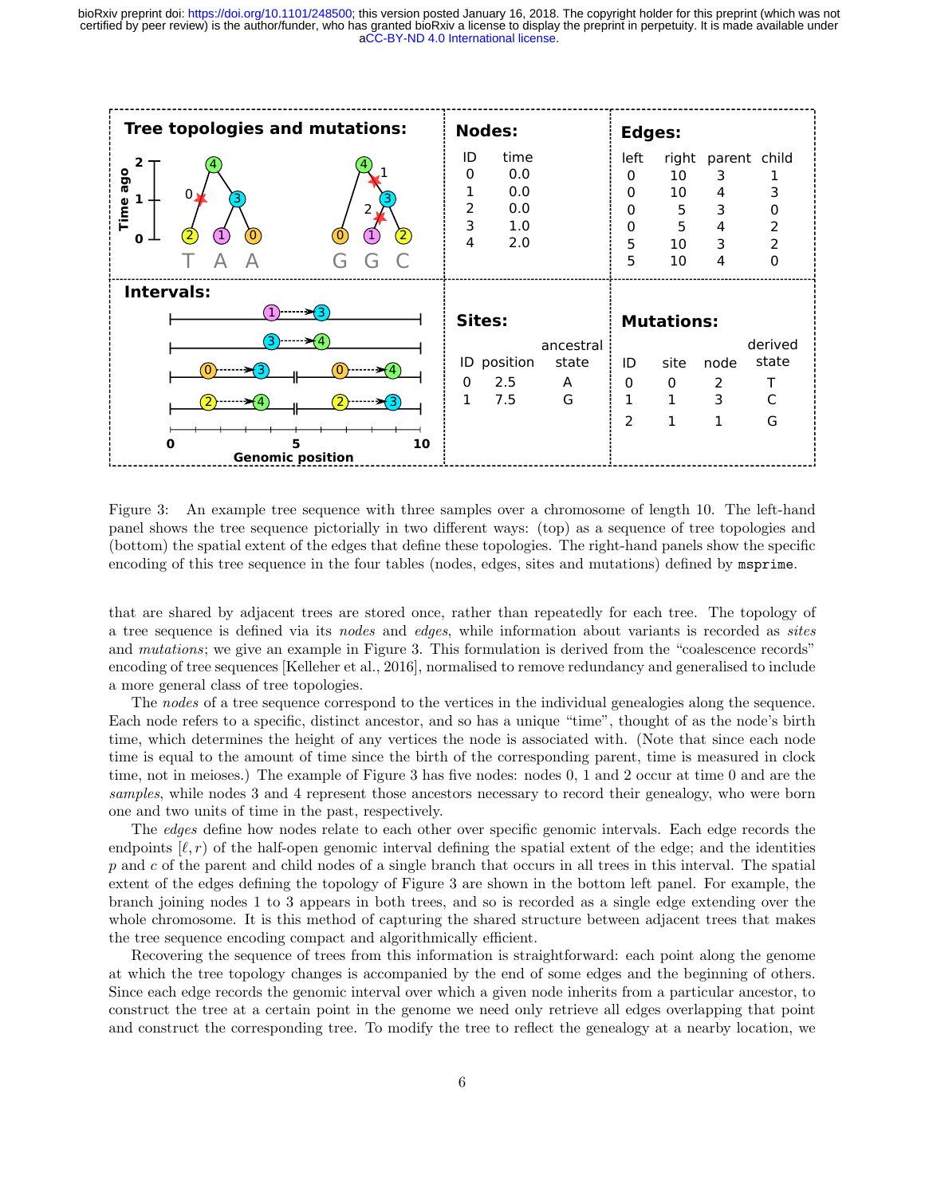**Tree topologies and mutations:**

**Nodes:**

| ID | time |
|---|---|
| 0 | 0.0 |
| 1 | 0.0 |
| 2 | 0.0 |
| 3 | 1.0 |
| 4 | 2.0 |

**Edges:**

| left | right | parent | child |
|---|---|---|---|
| 0 | 10 | 3 | 1 |
| 0 | 10 | 4 | 3 |
| 0 | 5 | 3 | 0 |
| 0 | 5 | 4 | 2 |
| 5 | 10 | 3 | 2 |
| 5 | 10 | 4 | 0 |

**Intervals:**

**Sites:**

| ID | position | ancestral state |
|---|---|---|
| 0 | 2.5 | A |
| 1 | 7.5 | G |

**Mutations:**

| ID | site | node | derived state |
|---|---|---|---|
| 0 | 0 | 2 | T |
| 1 | 1 | 3 | C |
| 2 | 1 | 1 | G |

Figure 3: An example tree sequence with three samples over a chromosome of length 10. The left-hand panel shows the tree sequence pictorially in two different ways: (top) as a sequence of tree topologies and (bottom) the spatial extent of the edges that define these topologies. The right-hand panels show the specific encoding of this tree sequence in the four tables (nodes, edges, sites and mutations) defined by `msprime`.

that are shared by adjacent trees are stored once, rather than repeatedly for each tree. The topology of a tree sequence is defined via its *nodes* and *edges*, while information about variants is recorded as *sites* and *mutations*; we give an example in Figure 3. This formulation is derived from the "coalescence records" encoding of tree sequences [Kelleher et al., 2016], normalised to remove redundancy and generalised to include a more general class of tree topologies.

The *nodes* of a tree sequence correspond to the vertices in the individual genealogies along the sequence. Each node refers to a specific, distinct ancestor, and so has a unique "time", thought of as the node's birth time, which determines the height of any vertices the node is associated with. (Note that since each node time is equal to the amount of time since the birth of the corresponding parent, time is measured in clock time, not in meioses.) The example of Figure 3 has five nodes: nodes 0, 1 and 2 occur at time 0 and are the *samples*, while nodes 3 and 4 represent those ancestors necessary to record their genealogy, who were born one and two units of time in the past, respectively.

The *edges* define how nodes relate to each other over specific genomic intervals. Each edge records the endpoints $[\ell, r)$ of the half-open genomic interval defining the spatial extent of the edge; and the identities $p$ and $c$ of the parent and child nodes of a single branch that occurs in all trees in this interval. The spatial extent of the edges defining the topology of Figure 3 are shown in the bottom left panel. For example, the branch joining nodes 1 to 3 appears in both trees, and so is recorded as a single edge extending over the whole chromosome. It is this method of capturing the shared structure between adjacent trees that makes the tree sequence encoding compact and algorithmically efficient.

Recovering the sequence of trees from this information is straightforward: each point along the genome at which the tree topology changes is accompanied by the end of some edges and the beginning of others. Since each edge records the genomic interval over which a given node inherits from a particular ancestor, to construct the tree at a certain point in the genome we need only retrieve all edges overlapping that point and construct the corresponding tree. To modify the tree to reflect the genealogy at a nearby location, we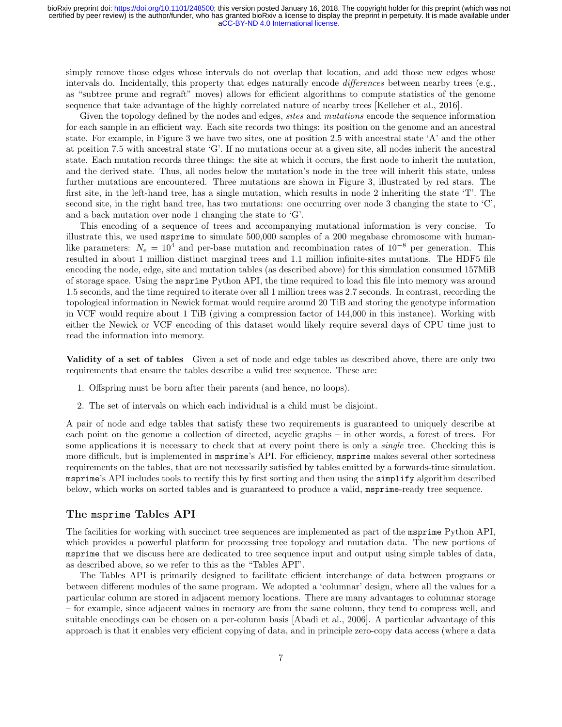simply remove those edges whose intervals do not overlap that location, and add those new edges whose intervals do. Incidentally, this property that edges naturally encode *differences* between nearby trees (e.g., as "subtree prune and regraft" moves) allows for efficient algorithms to compute statistics of the genome sequence that take advantage of the highly correlated nature of nearby trees [Kelleher et al., 2016].

Given the topology defined by the nodes and edges, *sites* and *mutations* encode the sequence information for each sample in an efficient way. Each site records two things: its position on the genome and an ancestral state. For example, in Figure 3 we have two sites, one at position 2.5 with ancestral state 'A' and the other at position 7.5 with ancestral state 'G'. If no mutations occur at a given site, all nodes inherit the ancestral state. Each mutation records three things: the site at which it occurs, the first node to inherit the mutation, and the derived state. Thus, all nodes below the mutation's node in the tree will inherit this state, unless further mutations are encountered. Three mutations are shown in Figure 3, illustrated by red stars. The first site, in the left-hand tree, has a single mutation, which results in node 2 inheriting the state 'T'. The second site, in the right hand tree, has two mutations: one occurring over node 3 changing the state to 'C', and a back mutation over node 1 changing the state to 'G'.

This encoding of a sequence of trees and accompanying mutational information is very concise. To illustrate this, we used `msprime` to simulate 500,000 samples of a 200 megabase chromosome with human-like parameters: $N_e = 10^4$ and per-base mutation and recombination rates of $10^{-8}$ per generation. This resulted in about 1 million distinct marginal trees and 1.1 million infinite-sites mutations. The HDF5 file encoding the node, edge, site and mutation tables (as described above) for this simulation consumed 157MiB of storage space. Using the `msprime` Python API, the time required to load this file into memory was around 1.5 seconds, and the time required to iterate over all 1 million trees was 2.7 seconds. In contrast, recording the topological information in Newick format would require around 20 TiB and storing the genotype information in VCF would require about 1 TiB (giving a compression factor of 144,000 in this instance). Working with either the Newick or VCF encoding of this dataset would likely require several days of CPU time just to read the information into memory.

**Validity of a set of tables** Given a set of node and edge tables as described above, there are only two requirements that ensure the tables describe a valid tree sequence. These are:

1. Offspring must be born after their parents (and hence, no loops).
2. The set of intervals on which each individual is a child must be disjoint.

A pair of node and edge tables that satisfy these two requirements is guaranteed to uniquely describe at each point on the genome a collection of directed, acyclic graphs – in other words, a forest of trees. For some applications it is necessary to check that at every point there is only a *single* tree. Checking this is more difficult, but is implemented in `msprime`'s API. For efficiency, `msprime` makes several other sortedness requirements on the tables, that are not necessarily satisfied by tables emitted by a forwards-time simulation. `msprime`'s API includes tools to rectify this by first sorting and then using the `simplify` algorithm described below, which works on sorted tables and is guaranteed to produce a valid, `msprime`-ready tree sequence.

## The `msprime` Tables API

The facilities for working with succinct tree sequences are implemented as part of the `msprime` Python API, which provides a powerful platform for processing tree topology and mutation data. The new portions of `msprime` that we discuss here are dedicated to tree sequence input and output using simple tables of data, as described above, so we refer to this as the "Tables API".

The Tables API is primarily designed to facilitate efficient interchange of data between programs or between different modules of the same program. We adopted a 'columnar' design, where all the values for a particular column are stored in adjacent memory locations. There are many advantages to columnar storage – for example, since adjacent values in memory are from the same column, they tend to compress well, and suitable encodings can be chosen on a per-column basis [Abadi et al., 2006]. A particular advantage of this approach is that it enables very efficient copying of data, and in principle zero-copy data access (where a data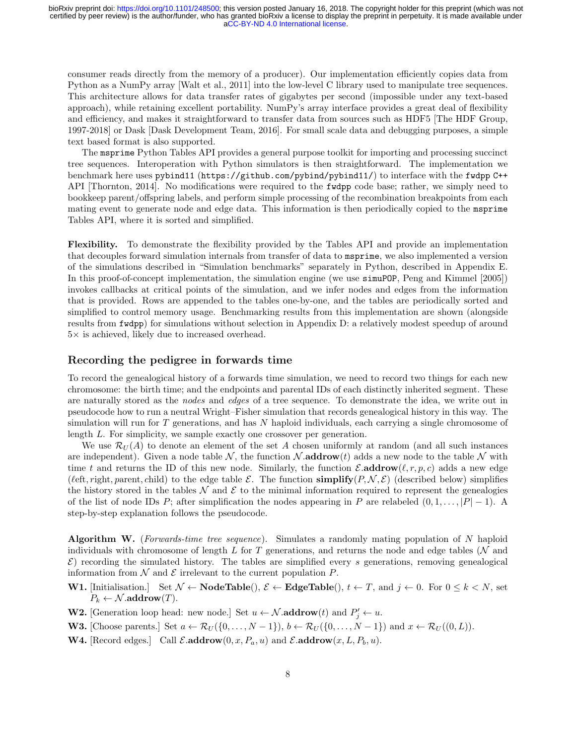consumer reads directly from the memory of a producer). Our implementation efficiently copies data from Python as a NumPy array [Walt et al., 2011] into the low-level C library used to manipulate tree sequences. This architecture allows for data transfer rates of gigabytes per second (impossible under any text-based approach), while retaining excellent portability. NumPy's array interface provides a great deal of flexibility and efficiency, and makes it straightforward to transfer data from sources such as HDF5 [The HDF Group, 1997-2018] or Dask [Dask Development Team, 2016]. For small scale data and debugging purposes, a simple text based format is also supported.

The `msprime` Python Tables API provides a general purpose toolkit for importing and processing succinct tree sequences. Interoperation with Python simulators is then straightforward. The implementation we benchmark here uses `pybind11` (`https://github.com/pybind/pybind11/`) to interface with the `fwdpp` C++ API [Thornton, 2014]. No modifications were required to the `fwdpp` code base; rather, we simply need to bookkeep parent/offspring labels, and perform simple processing of the recombination breakpoints from each mating event to generate node and edge data. This information is then periodically copied to the `msprime` Tables API, where it is sorted and simplified.

**Flexibility.** To demonstrate the flexibility provided by the Tables API and provide an implementation that decouples forward simulation internals from transfer of data to `msprime`, we also implemented a version of the simulations described in "Simulation benchmarks" separately in Python, described in Appendix E. In this proof-of-concept implementation, the simulation engine (we use `simuPOP`, Peng and Kimmel [2005]) invokes callbacks at critical points of the simulation, and we infer nodes and edges from the information that is provided. Rows are appended to the tables one-by-one, and the tables are periodically sorted and simplified to control memory usage. Benchmarking results from this implementation are shown (alongside results from `fwdpp`) for simulations without selection in Appendix D: a relatively modest speedup of around 5× is achieved, likely due to increased overhead.

## Recording the pedigree in forwards time

To record the genealogical history of a forwards time simulation, we need to record two things for each new chromosome: the birth time; and the endpoints and parental IDs of each distinctly inherited segment. These are naturally stored as the *nodes* and *edges* of a tree sequence. To demonstrate the idea, we write out in pseudocode how to run a neutral Wright–Fisher simulation that records genealogical history in this way. The simulation will run for $T$ generations, and has $N$ haploid individuals, each carrying a single chromosome of length $L$. For simplicity, we sample exactly one crossover per generation.

We use $\mathcal{R}_U(A)$ to denote an element of the set $A$ chosen uniformly at random (and all such instances are independent). Given a node table $\mathcal{N}$, the function $\mathcal{N}.\textbf{addrow}(t)$ adds a new node to the table $\mathcal{N}$ with time $t$ and returns the ID of this new node. Similarly, the function $\mathcal{E}.\textbf{addrow}(\ell, r, p, c)$ adds a new edge ($\ell$eft, $r$ight, $p$arent, $c$hild) to the edge table $\mathcal{E}$. The function $\textbf{simplify}(P, \mathcal{N}, \mathcal{E})$ (described below) simplifies the history stored in the tables $\mathcal{N}$ and $\mathcal{E}$ to the minimal information required to represent the genealogies of the list of node IDs $P$; after simplification the nodes appearing in $P$ are relabeled $(0, 1, \ldots, |P| - 1)$. A step-by-step explanation follows the pseudocode.

**Algorithm W.** (*Forwards-time tree sequence*). Simulates a randomly mating population of $N$ haploid individuals with chromosome of length $L$ for $T$ generations, and returns the node and edge tables ($\mathcal{N}$ and $\mathcal{E}$) recording the simulated history. The tables are simplified every $s$ generations, removing genealogical information from $\mathcal{N}$ and $\mathcal{E}$ irrelevant to the current population $P$.

**W1.** [Initialisation.] Set $\mathcal{N} \leftarrow \textbf{NodeTable}()$, $\mathcal{E} \leftarrow \textbf{EdgeTable}()$, $t \leftarrow T$, and $j \leftarrow 0$. For $0 \leq k < N$, set $P_k \leftarrow \mathcal{N}.\textbf{addrow}(T)$.

**W2.** [Generation loop head: new node.] Set $u \leftarrow \mathcal{N}.\textbf{addrow}(t)$ and $P'_j \leftarrow u$.

**W3.** [Choose parents.] Set $a \leftarrow \mathcal{R}_U(\{0, \ldots, N-1\})$, $b \leftarrow \mathcal{R}_U(\{0, \ldots, N-1\})$ and $x \leftarrow \mathcal{R}_U((0, L))$.

**W4.** [Record edges.] Call $\mathcal{E}.\textbf{addrow}(0, x, P_a, u)$ and $\mathcal{E}.\textbf{addrow}(x, L, P_b, u)$.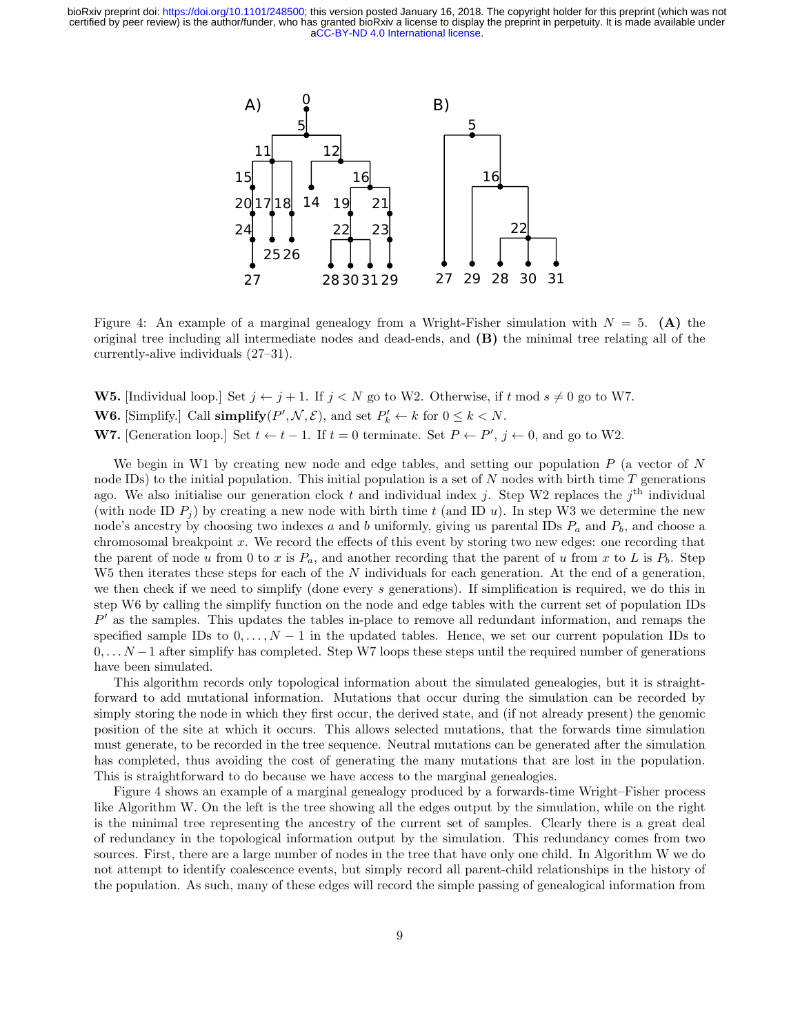Figure 4: An example of a marginal genealogy from a Wright-Fisher simulation with $N = 5$. **(A)** the original tree including all intermediate nodes and dead-ends, and **(B)** the minimal tree relating all of the currently-alive individuals (27–31).

**W5.** [Individual loop.] Set $j \leftarrow j + 1$. If $j < N$ go to W2. Otherwise, if $t \bmod s \neq 0$ go to W7.

**W6.** [Simplify.] Call **simplify**$(P', \mathcal{N}, \mathcal{E})$, and set $P'_k \leftarrow k$ for $0 \leq k < N$.

**W7.** [Generation loop.] Set $t \leftarrow t - 1$. If $t = 0$ terminate. Set $P \leftarrow P'$, $j \leftarrow 0$, and go to W2.

We begin in W1 by creating new node and edge tables, and setting our population $P$ (a vector of $N$ node IDs) to the initial population. This initial population is a set of $N$ nodes with birth time $T$ generations ago. We also initialise our generation clock $t$ and individual index $j$. Step W2 replaces the $j^{\text{th}}$ individual (with node ID $P_j$) by creating a new node with birth time $t$ (and ID $u$). In step W3 we determine the new node's ancestry by choosing two indexes $a$ and $b$ uniformly, giving us parental IDs $P_a$ and $P_b$, and choose a chromosomal breakpoint $x$. We record the effects of this event by storing two new edges: one recording that the parent of node $u$ from 0 to $x$ is $P_a$, and another recording that the parent of $u$ from $x$ to $L$ is $P_b$. Step W5 then iterates these steps for each of the $N$ individuals for each generation. At the end of a generation, we then check if we need to simplify (done every $s$ generations). If simplification is required, we do this in step W6 by calling the simplify function on the node and edge tables with the current set of population IDs $P'$ as the samples. This updates the tables in-place to remove all redundant information, and remaps the specified sample IDs to $0, \ldots, N-1$ in the updated tables. Hence, we set our current population IDs to $0, \ldots N-1$ after simplify has completed. Step W7 loops these steps until the required number of generations have been simulated.

This algorithm records only topological information about the simulated genealogies, but it is straightforward to add mutational information. Mutations that occur during the simulation can be recorded by simply storing the node in which they first occur, the derived state, and (if not already present) the genomic position of the site at which it occurs. This allows selected mutations, that the forwards time simulation must generate, to be recorded in the tree sequence. Neutral mutations can be generated after the simulation has completed, thus avoiding the cost of generating the many mutations that are lost in the population. This is straightforward to do because we have access to the marginal genealogies.

Figure 4 shows an example of a marginal genealogy produced by a forwards-time Wright–Fisher process like Algorithm W. On the left is the tree showing all the edges output by the simulation, while on the right is the minimal tree representing the ancestry of the current set of samples. Clearly there is a great deal of redundancy in the topological information output by the simulation. This redundancy comes from two sources. First, there are a large number of nodes in the tree that have only one child. In Algorithm W we do not attempt to identify coalescence events, but simply record all parent-child relationships in the history of the population. As such, many of these edges will record the simple passing of genealogical information from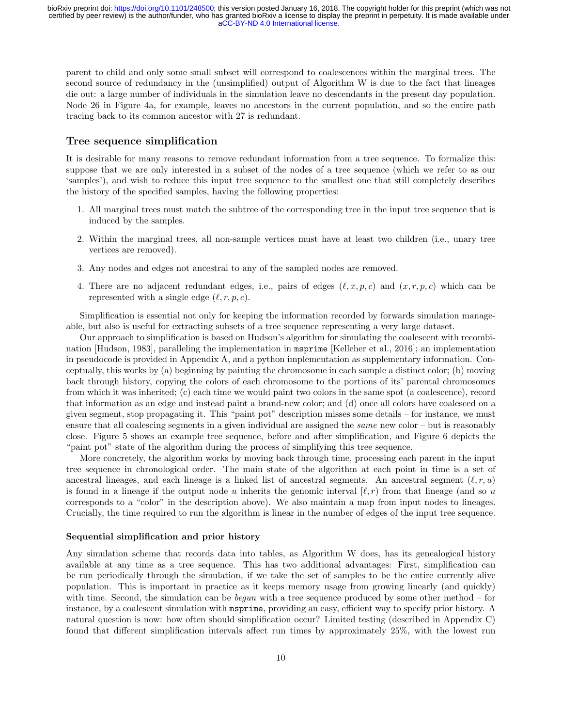parent to child and only some small subset will correspond to coalescences within the marginal trees. The second source of redundancy in the (unsimplified) output of Algorithm W is due to the fact that lineages die out: a large number of individuals in the simulation leave no descendants in the present day population. Node 26 in Figure 4a, for example, leaves no ancestors in the current population, and so the entire path tracing back to its common ancestor with 27 is redundant.

## Tree sequence simplification

It is desirable for many reasons to remove redundant information from a tree sequence. To formalize this: suppose that we are only interested in a subset of the nodes of a tree sequence (which we refer to as our 'samples'), and wish to reduce this input tree sequence to the smallest one that still completely describes the history of the specified samples, having the following properties:

1. All marginal trees must match the subtree of the corresponding tree in the input tree sequence that is induced by the samples.
2. Within the marginal trees, all non-sample vertices must have at least two children (i.e., unary tree vertices are removed).
3. Any nodes and edges not ancestral to any of the sampled nodes are removed.
4. There are no adjacent redundant edges, i.e., pairs of edges $(\ell, x, p, c)$ and $(x, r, p, c)$ which can be represented with a single edge $(\ell, r, p, c)$.

Simplification is essential not only for keeping the information recorded by forwards simulation manageable, but also is useful for extracting subsets of a tree sequence representing a very large dataset.

Our approach to simplification is based on Hudson's algorithm for simulating the coalescent with recombination [Hudson, 1983], paralleling the implementation in `msprime` [Kelleher et al., 2016]; an implementation in pseudocode is provided in Appendix A, and a python implementation as supplementary information. Conceptually, this works by (a) beginning by painting the chromosome in each sample a distinct color; (b) moving back through history, copying the colors of each chromosome to the portions of its' parental chromosomes from which it was inherited; (c) each time we would paint two colors in the same spot (a coalescence), record that information as an edge and instead paint a brand-new color; and (d) once all colors have coalesced on a given segment, stop propagating it. This "paint pot" description misses some details – for instance, we must ensure that all coalescing segments in a given individual are assigned the *same* new color – but is reasonably close. Figure 5 shows an example tree sequence, before and after simplification, and Figure 6 depicts the "paint pot" state of the algorithm during the process of simplifying this tree sequence.

More concretely, the algorithm works by moving back through time, processing each parent in the input tree sequence in chronological order. The main state of the algorithm at each point in time is a set of ancestral lineages, and each lineage is a linked list of ancestral segments. An ancestral segment $(\ell, r, u)$ is found in a lineage if the output node $u$ inherits the genomic interval $[\ell, r)$ from that lineage (and so $u$ corresponds to a "color" in the description above). We also maintain a map from input nodes to lineages. Crucially, the time required to run the algorithm is linear in the number of edges of the input tree sequence.

### Sequential simplification and prior history

Any simulation scheme that records data into tables, as Algorithm W does, has its genealogical history available at any time as a tree sequence. This has two additional advantages: First, simplification can be run periodically through the simulation, if we take the set of samples to be the entire currently alive population. This is important in practice as it keeps memory usage from growing linearly (and quickly) with time. Second, the simulation can be *begun* with a tree sequence produced by some other method – for instance, by a coalescent simulation with `msprime`, providing an easy, efficient way to specify prior history. A natural question is now: how often should simplification occur? Limited testing (described in Appendix C) found that different simplification intervals affect run times by approximately 25%, with the lowest run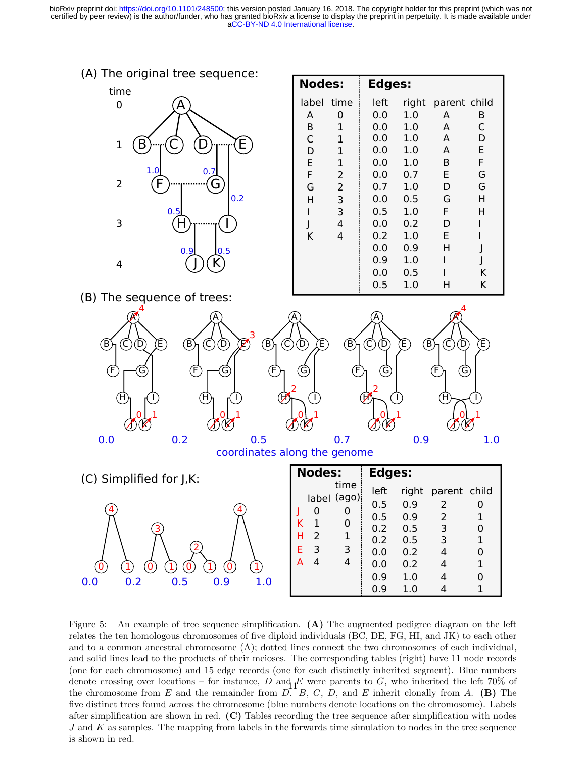(A) The original tree sequence:

**Nodes:**

| label | time |
|---|---|
| A | 0 |
| B | 1 |
| C | 1 |
| D | 1 |
| E | 1 |
| F | 2 |
| G | 2 |
| H | 3 |
| I | 3 |
| J | 4 |
| K | 4 |

**Edges:**

| left | right | parent | child |
|---|---|---|---|
| 0.0 | 1.0 | A | B |
| 0.0 | 1.0 | A | C |
| 0.0 | 1.0 | A | D |
| 0.0 | 1.0 | A | E |
| 0.0 | 1.0 | B | F |
| 0.0 | 0.7 | E | G |
| 0.7 | 1.0 | D | G |
| 0.0 | 0.5 | G | H |
| 0.5 | 1.0 | F | H |
| 0.0 | 0.2 | D | I |
| 0.2 | 1.0 | E | I |
| 0.0 | 0.9 | H | J |
| 0.9 | 1.0 | I | J |
| 0.0 | 0.5 | I | K |
| 0.5 | 1.0 | H | K |

(B) The sequence of trees:

coordinates along the genome: 0.0, 0.2, 0.5, 0.7, 0.9, 1.0

(C) Simplified for J,K:

**Nodes:**

| | label | time (ago) |
|---|---|---|
| J | 0 | 0 |
| K | 1 | 0 |
| H | 2 | 1 |
| E | 3 | 3 |
| A | 4 | 4 |

**Edges:**

| left | right | parent | child |
|---|---|---|---|
| 0.5 | 0.9 | 2 | 0 |
| 0.5 | 0.9 | 2 | 1 |
| 0.2 | 0.5 | 3 | 0 |
| 0.2 | 0.5 | 3 | 1 |
| 0.0 | 0.2 | 4 | 0 |
| 0.0 | 0.2 | 4 | 1 |
| 0.9 | 1.0 | 4 | 0 |
| 0.9 | 1.0 | 4 | 1 |

Figure 5: An example of tree sequence simplification. **(A)** The augmented pedigree diagram on the left relates the ten homologous chromosomes of five diploid individuals (BC, DE, FG, HI, and JK) to each other and to a common ancestral chromosome (A); dotted lines connect the two chromosomes of each individual, and solid lines lead to the products of their meioses. The corresponding tables (right) have 11 node records (one for each chromosome) and 15 edge records (one for each distinctly inherited segment). Blue numbers denote crossing over locations – for instance, $D$ and $E$ were parents to $G$, who inherited the left 70% of the chromosome from $E$ and the remainder from $D$. $B$, $C$, $D$, and $E$ inherit clonally from $A$. **(B)** The five distinct trees found across the chromosome (blue numbers denote locations on the chromosome). Labels after simplification are shown in red. **(C)** Tables recording the tree sequence after simplification with nodes $J$ and $K$ as samples. The mapping from labels in the forwards time simulation to nodes in the tree sequence is shown in red.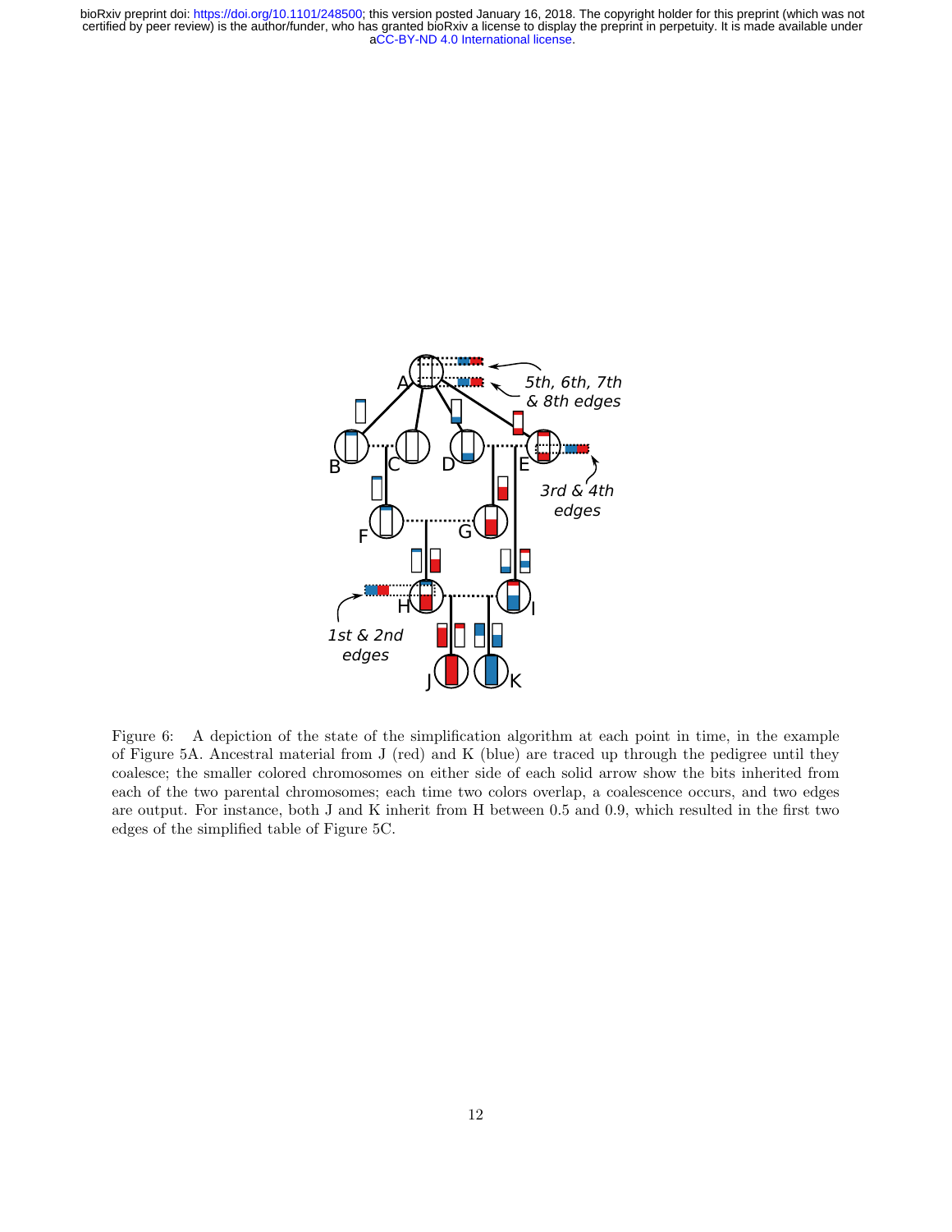Figure 6: A depiction of the state of the simplification algorithm at each point in time, in the example of Figure 5A. Ancestral material from J (red) and K (blue) are traced up through the pedigree until they coalesce; the smaller colored chromosomes on either side of each solid arrow show the bits inherited from each of the two parental chromosomes; each time two colors overlap, a coalescence occurs, and two edges are output. For instance, both J and K inherit from H between 0.5 and 0.9, which resulted in the first two edges of the simplified table of Figure 5C.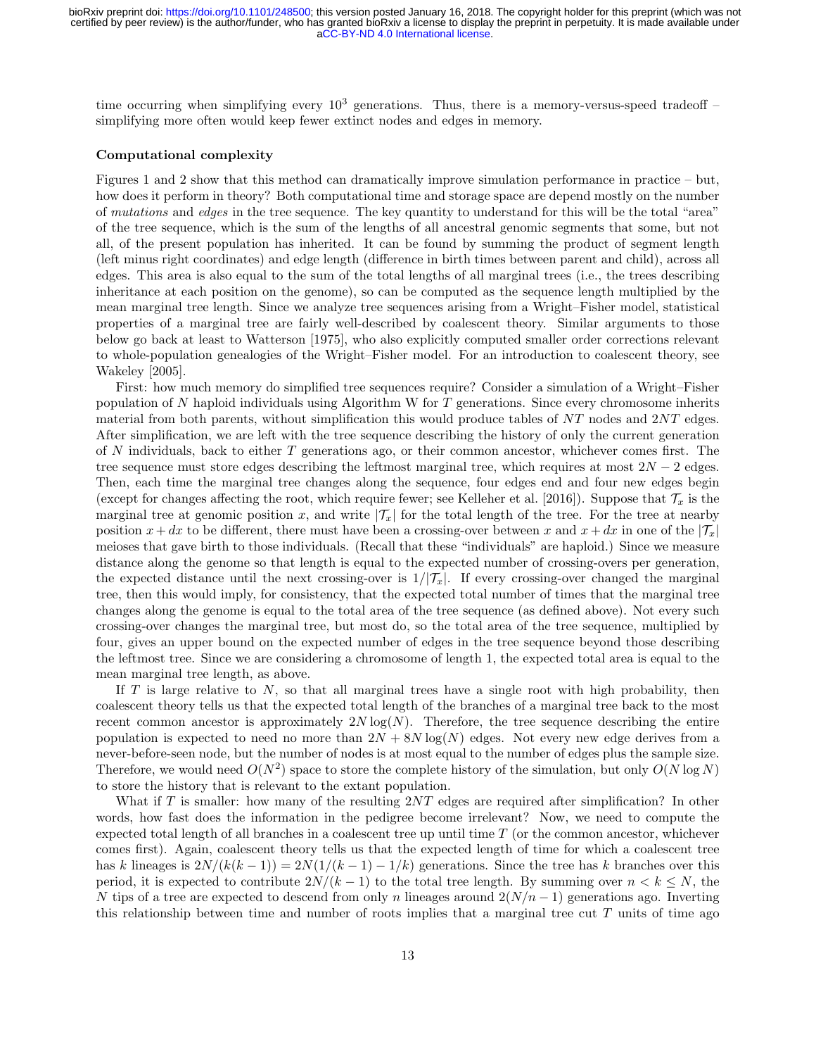time occurring when simplifying every $10^3$ generations. Thus, there is a memory-versus-speed tradeoff – simplifying more often would keep fewer extinct nodes and edges in memory.

### Computational complexity

Figures 1 and 2 show that this method can dramatically improve simulation performance in practice – but, how does it perform in theory? Both computational time and storage space are depend mostly on the number of *mutations* and *edges* in the tree sequence. The key quantity to understand for this will be the total "area" of the tree sequence, which is the sum of the lengths of all ancestral genomic segments that some, but not all, of the present population has inherited. It can be found by summing the product of segment length (left minus right coordinates) and edge length (difference in birth times between parent and child), across all edges. This area is also equal to the sum of the total lengths of all marginal trees (i.e., the trees describing inheritance at each position on the genome), so can be computed as the sequence length multiplied by the mean marginal tree length. Since we analyze tree sequences arising from a Wright–Fisher model, statistical properties of a marginal tree are fairly well-described by coalescent theory. Similar arguments to those below go back at least to Watterson [1975], who also explicitly computed smaller order corrections relevant to whole-population genealogies of the Wright–Fisher model. For an introduction to coalescent theory, see Wakeley [2005].

First: how much memory do simplified tree sequences require? Consider a simulation of a Wright–Fisher population of $N$ haploid individuals using Algorithm W for $T$ generations. Since every chromosome inherits material from both parents, without simplification this would produce tables of $NT$ nodes and $2NT$ edges. After simplification, we are left with the tree sequence describing the history of only the current generation of $N$ individuals, back to either $T$ generations ago, or their common ancestor, whichever comes first. The tree sequence must store edges describing the leftmost marginal tree, which requires at most $2N - 2$ edges. Then, each time the marginal tree changes along the sequence, four edges end and four new edges begin (except for changes affecting the root, which require fewer; see Kelleher et al. [2016]). Suppose that $\mathcal{T}_x$ is the marginal tree at genomic position $x$, and write $|\mathcal{T}_x|$ for the total length of the tree. For the tree at nearby position $x + dx$ to be different, there must have been a crossing-over between $x$ and $x + dx$ in one of the $|\mathcal{T}_x|$ meioses that gave birth to those individuals. (Recall that these "individuals" are haploid.) Since we measure distance along the genome so that length is equal to the expected number of crossing-overs per generation, the expected distance until the next crossing-over is $1/|\mathcal{T}_x|$. If every crossing-over changed the marginal tree, then this would imply, for consistency, that the expected total number of times that the marginal tree changes along the genome is equal to the total area of the tree sequence (as defined above). Not every such crossing-over changes the marginal tree, but most do, so the total area of the tree sequence, multiplied by four, gives an upper bound on the expected number of edges in the tree sequence beyond those describing the leftmost tree. Since we are considering a chromosome of length 1, the expected total area is equal to the mean marginal tree length, as above.

If $T$ is large relative to $N$, so that all marginal trees have a single root with high probability, then coalescent theory tells us that the expected total length of the branches of a marginal tree back to the most recent common ancestor is approximately $2N \log(N)$. Therefore, the tree sequence describing the entire population is expected to need no more than $2N + 8N \log(N)$ edges. Not every new edge derives from a never-before-seen node, but the number of nodes is at most equal to the number of edges plus the sample size. Therefore, we would need $O(N^2)$ space to store the complete history of the simulation, but only $O(N \log N)$ to store the history that is relevant to the extant population.

What if $T$ is smaller: how many of the resulting $2NT$ edges are required after simplification? In other words, how fast does the information in the pedigree become irrelevant? Now, we need to compute the expected total length of all branches in a coalescent tree up until time $T$ (or the common ancestor, whichever comes first). Again, coalescent theory tells us that the expected length of time for which a coalescent tree has $k$ lineages is $2N/(k(k-1)) = 2N(1/(k-1) - 1/k)$ generations. Since the tree has $k$ branches over this period, it is expected to contribute $2N/(k-1)$ to the total tree length. By summing over $n < k \leq N$, the $N$ tips of a tree are expected to descend from only $n$ lineages around $2(N/n - 1)$ generations ago. Inverting this relationship between time and number of roots implies that a marginal tree cut $T$ units of time ago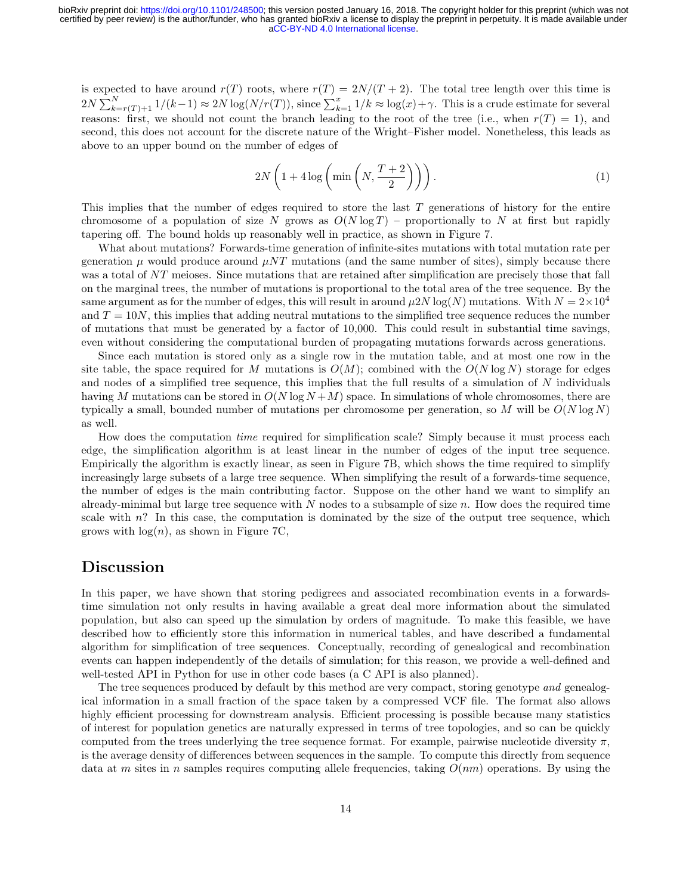is expected to have around $r(T)$ roots, where $r(T) = 2N/(T+2)$. The total tree length over this time is $2N \sum_{k=r(T)+1}^{N} 1/(k-1) \approx 2N \log(N/r(T))$, since $\sum_{k=1}^{x} 1/k \approx \log(x) + \gamma$. This is a crude estimate for several reasons: first, we should not count the branch leading to the root of the tree (i.e., when $r(T) = 1$), and second, this does not account for the discrete nature of the Wright–Fisher model. Nonetheless, this leads as above to an upper bound on the number of edges of

$$2N \left(1 + 4 \log \left(\min \left(N, \frac{T+2}{2}\right)\right)\right). \tag{1}$$

This implies that the number of edges required to store the last $T$ generations of history for the entire chromosome of a population of size $N$ grows as $O(N \log T)$ – proportionally to $N$ at first but rapidly tapering off. The bound holds up reasonably well in practice, as shown in Figure 7.

What about mutations? Forwards-time generation of infinite-sites mutations with total mutation rate per generation $\mu$ would produce around $\mu NT$ mutations (and the same number of sites), simply because there was a total of $NT$ meioses. Since mutations that are retained after simplification are precisely those that fall on the marginal trees, the number of mutations is proportional to the total area of the tree sequence. By the same argument as for the number of edges, this will result in around $\mu 2N \log(N)$ mutations. With $N = 2\times 10^4$ and $T = 10N$, this implies that adding neutral mutations to the simplified tree sequence reduces the number of mutations that must be generated by a factor of 10,000. This could result in substantial time savings, even without considering the computational burden of propagating mutations forwards across generations.

Since each mutation is stored only as a single row in the mutation table, and at most one row in the site table, the space required for $M$ mutations is $O(M)$; combined with the $O(N \log N)$ storage for edges and nodes of a simplified tree sequence, this implies that the full results of a simulation of $N$ individuals having $M$ mutations can be stored in $O(N \log N + M)$ space. In simulations of whole chromosomes, there are typically a small, bounded number of mutations per chromosome per generation, so $M$ will be $O(N \log N)$ as well.

How does the computation *time* required for simplification scale? Simply because it must process each edge, the simplification algorithm is at least linear in the number of edges of the input tree sequence. Empirically the algorithm is exactly linear, as seen in Figure 7B, which shows the time required to simplify increasingly large subsets of a large tree sequence. When simplifying the result of a forwards-time sequence, the number of edges is the main contributing factor. Suppose on the other hand we want to simplify an already-minimal but large tree sequence with $N$ nodes to a subsample of size $n$. How does the required time scale with $n$? In this case, the computation is dominated by the size of the output tree sequence, which grows with $\log(n)$, as shown in Figure 7C,

# Discussion

In this paper, we have shown that storing pedigrees and associated recombination events in a forwards-time simulation not only results in having available a great deal more information about the simulated population, but also can speed up the simulation by orders of magnitude. To make this feasible, we have described how to efficiently store this information in numerical tables, and have described a fundamental algorithm for simplification of tree sequences. Conceptually, recording of genealogical and recombination events can happen independently of the details of simulation; for this reason, we provide a well-defined and well-tested API in Python for use in other code bases (a C API is also planned).

The tree sequences produced by default by this method are very compact, storing genotype *and* genealogical information in a small fraction of the space taken by a compressed VCF file. The format also allows highly efficient processing for downstream analysis. Efficient processing is possible because many statistics of interest for population genetics are naturally expressed in terms of tree topologies, and so can be quickly computed from the trees underlying the tree sequence format. For example, pairwise nucleotide diversity $\pi$, is the average density of differences between sequences in the sample. To compute this directly from sequence data at $m$ sites in $n$ samples requires computing allele frequencies, taking $O(nm)$ operations. By using the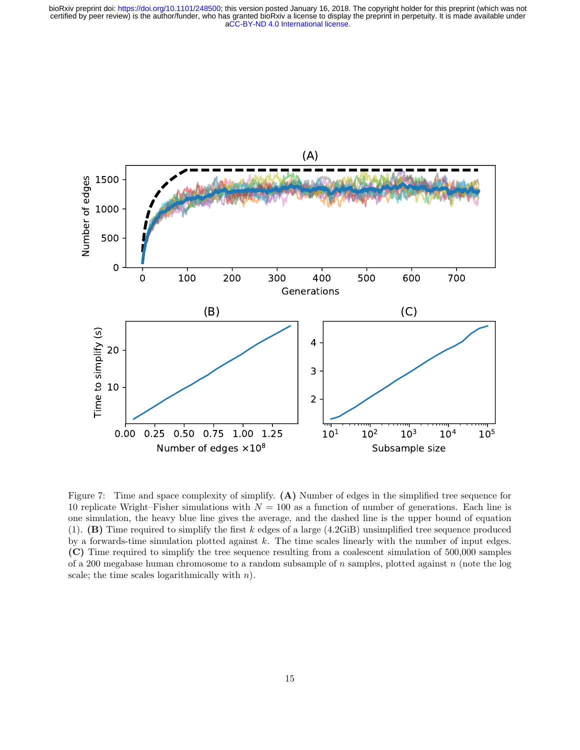Figure 7: Time and space complexity of simplify. **(A)** Number of edges in the simplified tree sequence for 10 replicate Wright–Fisher simulations with $N = 100$ as a function of number of generations. Each line is one simulation, the heavy blue line gives the average, and the dashed line is the upper bound of equation (1). **(B)** Time required to simplify the first $k$ edges of a large (4.2GiB) unsimplified tree sequence produced by a forwards-time simulation plotted against $k$. The time scales linearly with the number of input edges. **(C)** Time required to simplify the tree sequence resulting from a coalescent simulation of 500,000 samples of a 200 megabase human chromosome to a random subsample of $n$ samples, plotted against $n$ (note the log scale; the time scales logarithmically with $n$).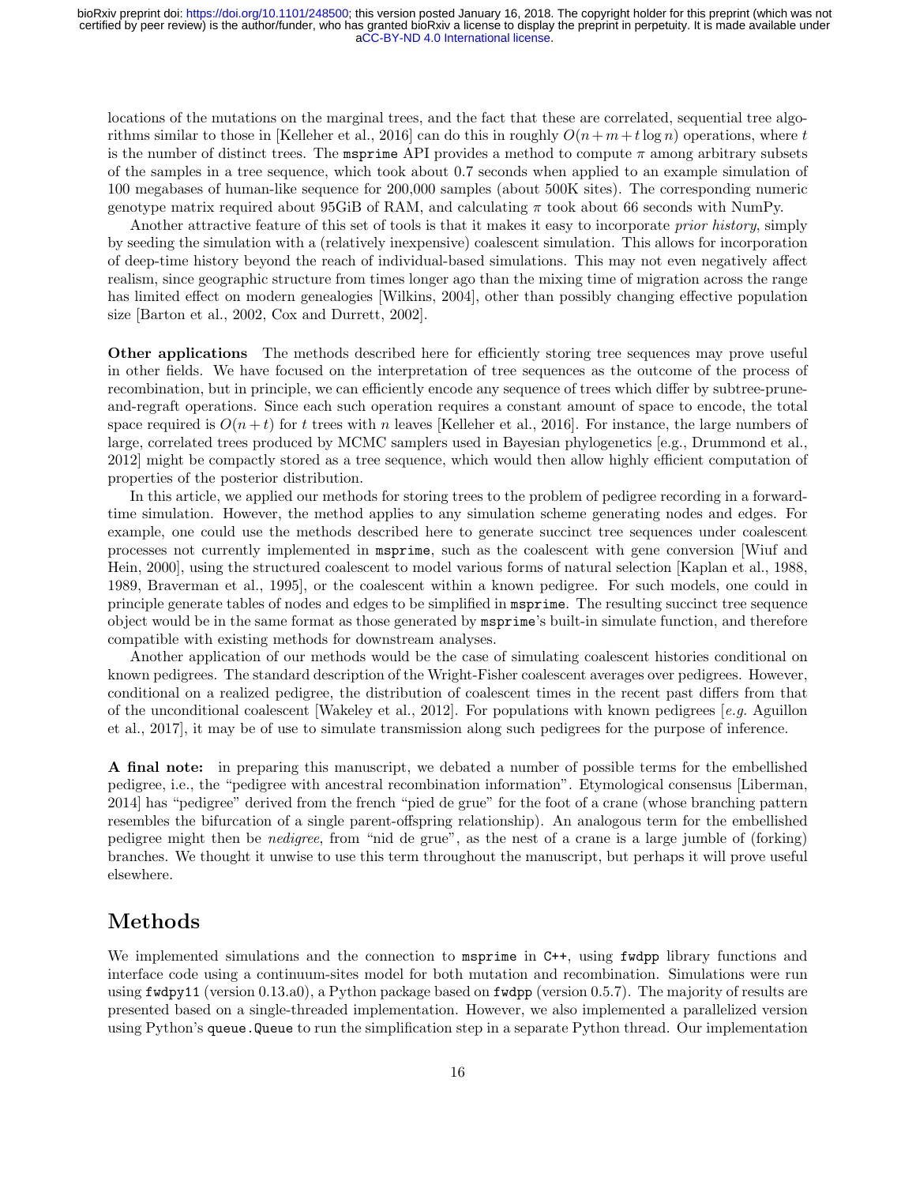locations of the mutations on the marginal trees, and the fact that these are correlated, sequential tree algorithms similar to those in [Kelleher et al., 2016] can do this in roughly $O(n + m + t \log n)$ operations, where $t$ is the number of distinct trees. The `msprime` API provides a method to compute $\pi$ among arbitrary subsets of the samples in a tree sequence, which took about 0.7 seconds when applied to an example simulation of 100 megabases of human-like sequence for 200,000 samples (about 500K sites). The corresponding numeric genotype matrix required about 95GiB of RAM, and calculating $\pi$ took about 66 seconds with NumPy.

Another attractive feature of this set of tools is that it makes it easy to incorporate *prior history*, simply by seeding the simulation with a (relatively inexpensive) coalescent simulation. This allows for incorporation of deep-time history beyond the reach of individual-based simulations. This may not even negatively affect realism, since geographic structure from times longer ago than the mixing time of migration across the range has limited effect on modern genealogies [Wilkins, 2004], other than possibly changing effective population size [Barton et al., 2002, Cox and Durrett, 2002].

**Other applications** The methods described here for efficiently storing tree sequences may prove useful in other fields. We have focused on the interpretation of tree sequences as the outcome of the process of recombination, but in principle, we can efficiently encode any sequence of trees which differ by subtree-prune-and-regraft operations. Since each such operation requires a constant amount of space to encode, the total space required is $O(n + t)$ for $t$ trees with $n$ leaves [Kelleher et al., 2016]. For instance, the large numbers of large, correlated trees produced by MCMC samplers used in Bayesian phylogenetics [e.g., Drummond et al., 2012] might be compactly stored as a tree sequence, which would then allow highly efficient computation of properties of the posterior distribution.

In this article, we applied our methods for storing trees to the problem of pedigree recording in a forward-time simulation. However, the method applies to any simulation scheme generating nodes and edges. For example, one could use the methods described here to generate succinct tree sequences under coalescent processes not currently implemented in `msprime`, such as the coalescent with gene conversion [Wiuf and Hein, 2000], using the structured coalescent to model various forms of natural selection [Kaplan et al., 1988, 1989, Braverman et al., 1995], or the coalescent within a known pedigree. For such models, one could in principle generate tables of nodes and edges to be simplified in `msprime`. The resulting succinct tree sequence object would be in the same format as those generated by `msprime`'s built-in simulate function, and therefore compatible with existing methods for downstream analyses.

Another application of our methods would be the case of simulating coalescent histories conditional on known pedigrees. The standard description of the Wright-Fisher coalescent averages over pedigrees. However, conditional on a realized pedigree, the distribution of coalescent times in the recent past differs from that of the unconditional coalescent [Wakeley et al., 2012]. For populations with known pedigrees [*e.g.* Aguillon et al., 2017], it may be of use to simulate transmission along such pedigrees for the purpose of inference.

**A final note:** in preparing this manuscript, we debated a number of possible terms for the embellished pedigree, i.e., the "pedigree with ancestral recombination information". Etymological consensus [Liberman, 2014] has "pedigree" derived from the french "pied de grue" for the foot of a crane (whose branching pattern resembles the bifurcation of a single parent-offspring relationship). An analogous term for the embellished pedigree might then be *nedigree*, from "nid de grue", as the nest of a crane is a large jumble of (forking) branches. We thought it unwise to use this term throughout the manuscript, but perhaps it will prove useful elsewhere.

# Methods

We implemented simulations and the connection to `msprime` in C++, using `fwdpp` library functions and interface code using a continuum-sites model for both mutation and recombination. Simulations were run using `fwdpy11` (version 0.13.a0), a Python package based on `fwdpp` (version 0.5.7). The majority of results are presented based on a single-threaded implementation. However, we also implemented a parallelized version using Python's `queue.Queue` to run the simplification step in a separate Python thread. Our implementation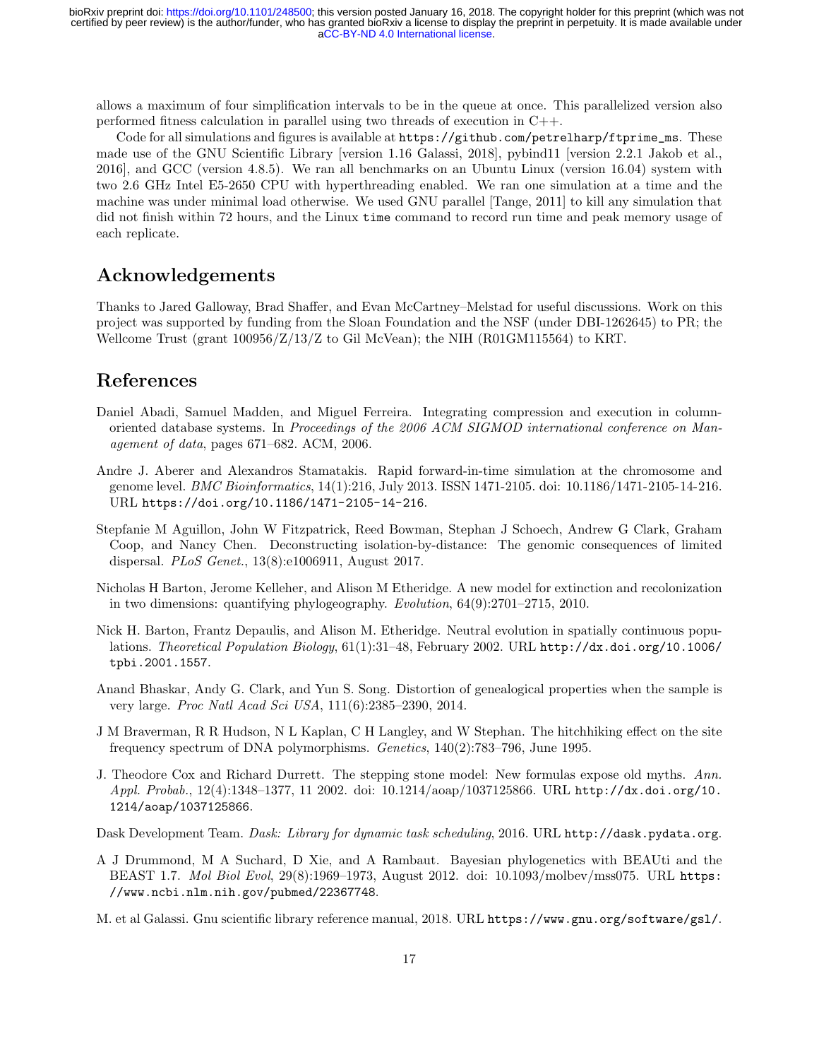allows a maximum of four simplification intervals to be in the queue at once. This parallelized version also performed fitness calculation in parallel using two threads of execution in C++.

Code for all simulations and figures is available at `https://github.com/petrelharp/ftprime_ms`. These made use of the GNU Scientific Library [version 1.16 Galassi, 2018], pybind11 [version 2.2.1 Jakob et al., 2016], and GCC (version 4.8.5). We ran all benchmarks on an Ubuntu Linux (version 16.04) system with two 2.6 GHz Intel E5-2650 CPU with hyperthreading enabled. We ran one simulation at a time and the machine was under minimal load otherwise. We used GNU parallel [Tange, 2011] to kill any simulation that did not finish within 72 hours, and the Linux `time` command to record run time and peak memory usage of each replicate.

## Acknowledgements

Thanks to Jared Galloway, Brad Shaffer, and Evan McCartney–Melstad for useful discussions. Work on this project was supported by funding from the Sloan Foundation and the NSF (under DBI-1262645) to PR; the Wellcome Trust (grant 100956/Z/13/Z to Gil McVean); the NIH (R01GM115564) to KRT.

## References

Daniel Abadi, Samuel Madden, and Miguel Ferreira. Integrating compression and execution in column-oriented database systems. In *Proceedings of the 2006 ACM SIGMOD international conference on Management of data*, pages 671–682. ACM, 2006.

Andre J. Aberer and Alexandros Stamatakis. Rapid forward-in-time simulation at the chromosome and genome level. *BMC Bioinformatics*, 14(1):216, July 2013. ISSN 1471-2105. doi: 10.1186/1471-2105-14-216. URL `https://doi.org/10.1186/1471-2105-14-216`.

Stepfanie M Aguillon, John W Fitzpatrick, Reed Bowman, Stephan J Schoech, Andrew G Clark, Graham Coop, and Nancy Chen. Deconstructing isolation-by-distance: The genomic consequences of limited dispersal. *PLoS Genet.*, 13(8):e1006911, August 2017.

Nicholas H Barton, Jerome Kelleher, and Alison M Etheridge. A new model for extinction and recolonization in two dimensions: quantifying phylogeography. *Evolution*, 64(9):2701–2715, 2010.

Nick H. Barton, Frantz Depaulis, and Alison M. Etheridge. Neutral evolution in spatially continuous populations. *Theoretical Population Biology*, 61(1):31–48, February 2002. URL `http://dx.doi.org/10.1006/tpbi.2001.1557`.

Anand Bhaskar, Andy G. Clark, and Yun S. Song. Distortion of genealogical properties when the sample is very large. *Proc Natl Acad Sci USA*, 111(6):2385–2390, 2014.

J M Braverman, R R Hudson, N L Kaplan, C H Langley, and W Stephan. The hitchhiking effect on the site frequency spectrum of DNA polymorphisms. *Genetics*, 140(2):783–796, June 1995.

J. Theodore Cox and Richard Durrett. The stepping stone model: New formulas expose old myths. *Ann. Appl. Probab.*, 12(4):1348–1377, 11 2002. doi: 10.1214/aoap/1037125866. URL `http://dx.doi.org/10.1214/aoap/1037125866`.

Dask Development Team. *Dask: Library for dynamic task scheduling*, 2016. URL `http://dask.pydata.org`.

A J Drummond, M A Suchard, D Xie, and A Rambaut. Bayesian phylogenetics with BEAUti and the BEAST 1.7. *Mol Biol Evol*, 29(8):1969–1973, August 2012. doi: 10.1093/molbev/mss075. URL `https://www.ncbi.nlm.nih.gov/pubmed/22367748`.

M. et al Galassi. Gnu scientific library reference manual, 2018. URL `https://www.gnu.org/software/gsl/`.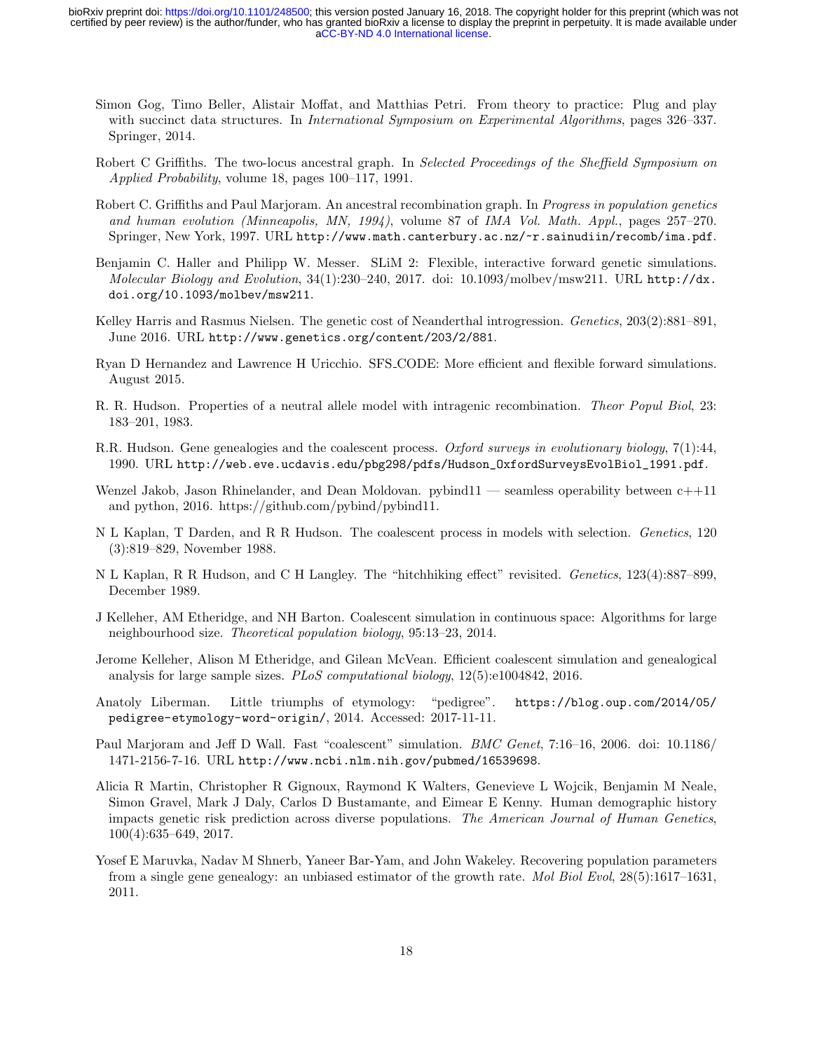Simon Gog, Timo Beller, Alistair Moffat, and Matthias Petri. From theory to practice: Plug and play with succinct data structures. In *International Symposium on Experimental Algorithms*, pages 326–337. Springer, 2014.

Robert C Griffiths. The two-locus ancestral graph. In *Selected Proceedings of the Sheffield Symposium on Applied Probability*, volume 18, pages 100–117, 1991.

Robert C. Griffiths and Paul Marjoram. An ancestral recombination graph. In *Progress in population genetics and human evolution (Minneapolis, MN, 1994)*, volume 87 of *IMA Vol. Math. Appl.*, pages 257–270. Springer, New York, 1997. URL http://www.math.canterbury.ac.nz/~r.sainudiin/recomb/ima.pdf.

Benjamin C. Haller and Philipp W. Messer. SLiM 2: Flexible, interactive forward genetic simulations. *Molecular Biology and Evolution*, 34(1):230–240, 2017. doi: 10.1093/molbev/msw211. URL http://dx.doi.org/10.1093/molbev/msw211.

Kelley Harris and Rasmus Nielsen. The genetic cost of Neanderthal introgression. *Genetics*, 203(2):881–891, June 2016. URL http://www.genetics.org/content/203/2/881.

Ryan D Hernandez and Lawrence H Uricchio. SFS_CODE: More efficient and flexible forward simulations. August 2015.

R. R. Hudson. Properties of a neutral allele model with intragenic recombination. *Theor Popul Biol*, 23: 183–201, 1983.

R.R. Hudson. Gene genealogies and the coalescent process. *Oxford surveys in evolutionary biology*, 7(1):44, 1990. URL http://web.eve.ucdavis.edu/pbg298/pdfs/Hudson_OxfordSurveysEvolBiol_1991.pdf.

Wenzel Jakob, Jason Rhinelander, and Dean Moldovan. pybind11 — seamless operability between c++11 and python, 2016. https://github.com/pybind/pybind11.

N L Kaplan, T Darden, and R R Hudson. The coalescent process in models with selection. *Genetics*, 120 (3):819–829, November 1988.

N L Kaplan, R R Hudson, and C H Langley. The "hitchhiking effect" revisited. *Genetics*, 123(4):887–899, December 1989.

J Kelleher, AM Etheridge, and NH Barton. Coalescent simulation in continuous space: Algorithms for large neighbourhood size. *Theoretical population biology*, 95:13–23, 2014.

Jerome Kelleher, Alison M Etheridge, and Gilean McVean. Efficient coalescent simulation and genealogical analysis for large sample sizes. *PLoS computational biology*, 12(5):e1004842, 2016.

Anatoly Liberman. Little triumphs of etymology: "pedigree". https://blog.oup.com/2014/05/pedigree-etymology-word-origin/, 2014. Accessed: 2017-11-11.

Paul Marjoram and Jeff D Wall. Fast "coalescent" simulation. *BMC Genet*, 7:16–16, 2006. doi: 10.1186/1471-2156-7-16. URL http://www.ncbi.nlm.nih.gov/pubmed/16539698.

Alicia R Martin, Christopher R Gignoux, Raymond K Walters, Genevieve L Wojcik, Benjamin M Neale, Simon Gravel, Mark J Daly, Carlos D Bustamante, and Eimear E Kenny. Human demographic history impacts genetic risk prediction across diverse populations. *The American Journal of Human Genetics*, 100(4):635–649, 2017.

Yosef E Maruvka, Nadav M Shnerb, Yaneer Bar-Yam, and John Wakeley. Recovering population parameters from a single gene genealogy: an unbiased estimator of the growth rate. *Mol Biol Evol*, 28(5):1617–1631, 2011.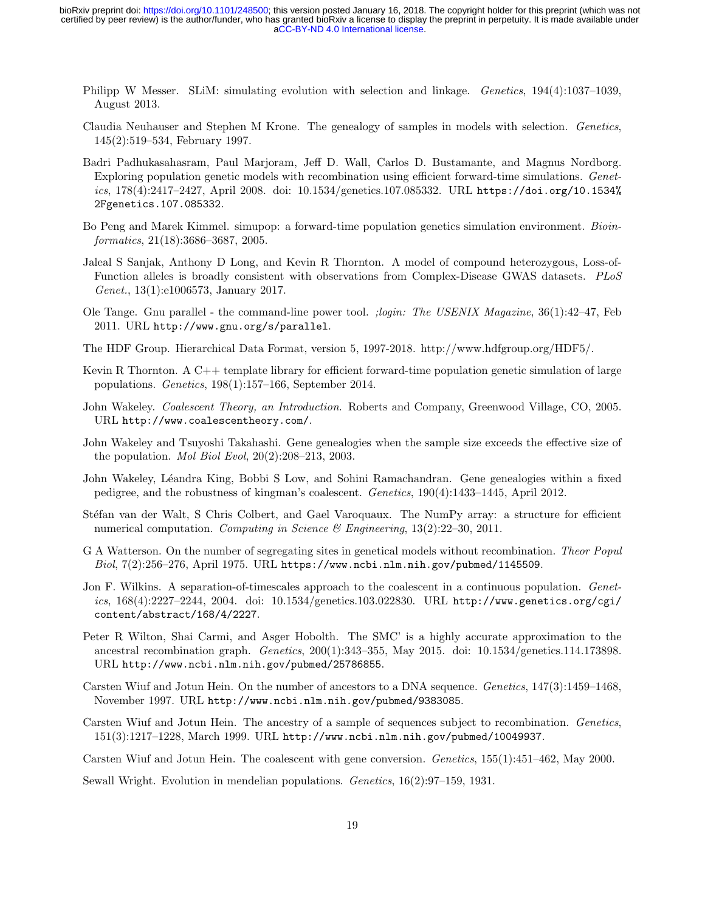Philipp W Messer. SLiM: simulating evolution with selection and linkage. *Genetics*, 194(4):1037–1039, August 2013.

Claudia Neuhauser and Stephen M Krone. The genealogy of samples in models with selection. *Genetics*, 145(2):519–534, February 1997.

Badri Padhukasahasram, Paul Marjoram, Jeff D. Wall, Carlos D. Bustamante, and Magnus Nordborg. Exploring population genetic models with recombination using efficient forward-time simulations. *Genetics*, 178(4):2417–2427, April 2008. doi: 10.1534/genetics.107.085332. URL `https://doi.org/10.1534%2Fgenetics.107.085332`.

Bo Peng and Marek Kimmel. simupop: a forward-time population genetics simulation environment. *Bioinformatics*, 21(18):3686–3687, 2005.

Jaleal S Sanjak, Anthony D Long, and Kevin R Thornton. A model of compound heterozygous, Loss-of-Function alleles is broadly consistent with observations from Complex-Disease GWAS datasets. *PLoS Genet.*, 13(1):e1006573, January 2017.

Ole Tange. Gnu parallel - the command-line power tool. *;login: The USENIX Magazine*, 36(1):42–47, Feb 2011. URL `http://www.gnu.org/s/parallel`.

The HDF Group. Hierarchical Data Format, version 5, 1997-2018. http://www.hdfgroup.org/HDF5/.

Kevin R Thornton. A C++ template library for efficient forward-time population genetic simulation of large populations. *Genetics*, 198(1):157–166, September 2014.

John Wakeley. *Coalescent Theory, an Introduction*. Roberts and Company, Greenwood Village, CO, 2005. URL `http://www.coalescentheory.com/`.

John Wakeley and Tsuyoshi Takahashi. Gene genealogies when the sample size exceeds the effective size of the population. *Mol Biol Evol*, 20(2):208–213, 2003.

John Wakeley, Léandra King, Bobbi S Low, and Sohini Ramachandran. Gene genealogies within a fixed pedigree, and the robustness of kingman's coalescent. *Genetics*, 190(4):1433–1445, April 2012.

Stéfan van der Walt, S Chris Colbert, and Gael Varoquaux. The NumPy array: a structure for efficient numerical computation. *Computing in Science & Engineering*, 13(2):22–30, 2011.

G A Watterson. On the number of segregating sites in genetical models without recombination. *Theor Popul Biol*, 7(2):256–276, April 1975. URL `https://www.ncbi.nlm.nih.gov/pubmed/1145509`.

Jon F. Wilkins. A separation-of-timescales approach to the coalescent in a continuous population. *Genetics*, 168(4):2227–2244, 2004. doi: 10.1534/genetics.103.022830. URL `http://www.genetics.org/cgi/content/abstract/168/4/2227`.

Peter R Wilton, Shai Carmi, and Asger Hobolth. The SMC' is a highly accurate approximation to the ancestral recombination graph. *Genetics*, 200(1):343–355, May 2015. doi: 10.1534/genetics.114.173898. URL `http://www.ncbi.nlm.nih.gov/pubmed/25786855`.

Carsten Wiuf and Jotun Hein. On the number of ancestors to a DNA sequence. *Genetics*, 147(3):1459–1468, November 1997. URL `http://www.ncbi.nlm.nih.gov/pubmed/9383085`.

Carsten Wiuf and Jotun Hein. The ancestry of a sample of sequences subject to recombination. *Genetics*, 151(3):1217–1228, March 1999. URL `http://www.ncbi.nlm.nih.gov/pubmed/10049937`.

Carsten Wiuf and Jotun Hein. The coalescent with gene conversion. *Genetics*, 155(1):451–462, May 2000.

Sewall Wright. Evolution in mendelian populations. *Genetics*, 16(2):97–159, 1931.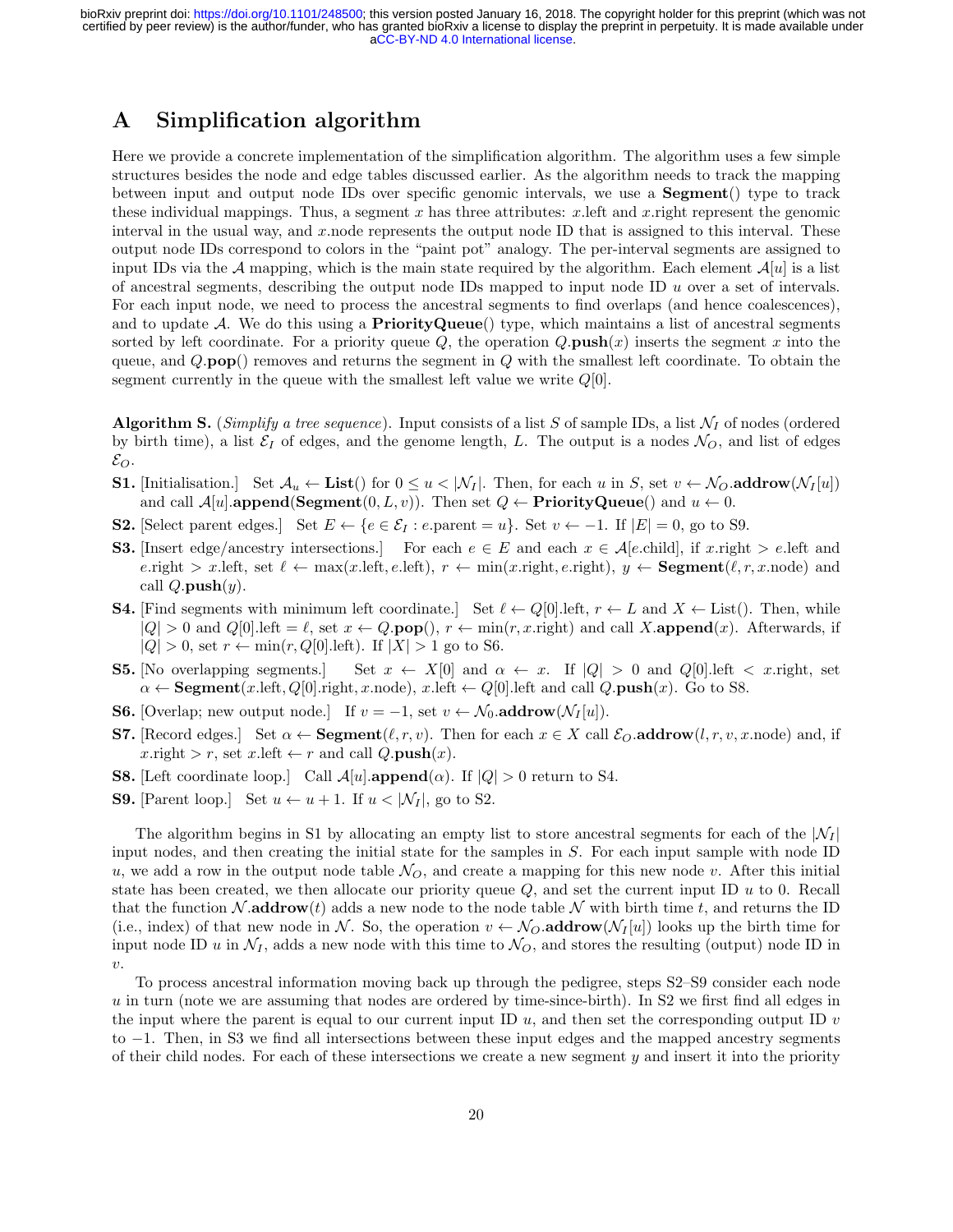# A Simplification algorithm

Here we provide a concrete implementation of the simplification algorithm. The algorithm uses a few simple structures besides the node and edge tables discussed earlier. As the algorithm needs to track the mapping between input and output node IDs over specific genomic intervals, we use a **Segment**() type to track these individual mappings. Thus, a segment $x$ has three attributes: $x$.left and $x$.right represent the genomic interval in the usual way, and $x$.node represents the output node ID that is assigned to this interval. These output node IDs correspond to colors in the "paint pot" analogy. The per-interval segments are assigned to input IDs via the $\mathcal{A}$ mapping, which is the main state required by the algorithm. Each element $\mathcal{A}[u]$ is a list of ancestral segments, describing the output node IDs mapped to input node ID $u$ over a set of intervals. For each input node, we need to process the ancestral segments to find overlaps (and hence coalescences), and to update $\mathcal{A}$. We do this using a **PriorityQueue**() type, which maintains a list of ancestral segments sorted by left coordinate. For a priority queue $Q$, the operation $Q$.**push**($x$) inserts the segment $x$ into the queue, and $Q$.**pop**() removes and returns the segment in $Q$ with the smallest left coordinate. To obtain the segment currently in the queue with the smallest left value we write $Q[0]$.

**Algorithm S.** (*Simplify a tree sequence*). Input consists of a list $S$ of sample IDs, a list $\mathcal{N}_I$ of nodes (ordered by birth time), a list $\mathcal{E}_I$ of edges, and the genome length, $L$. The output is a nodes $\mathcal{N}_O$, and list of edges $\mathcal{E}_O$.

**S1.** [Initialisation.] Set $\mathcal{A}_u \leftarrow$ **List**() for $0 \leq u < |\mathcal{N}_I|$. Then, for each $u$ in $S$, set $v \leftarrow \mathcal{N}_O$.**addrow**($\mathcal{N}_I[u]$) and call $\mathcal{A}[u]$.**append**(**Segment**($0, L, v$)). Then set $Q \leftarrow$ **PriorityQueue**() and $u \leftarrow 0$.

**S2.** [Select parent edges.] Set $E \leftarrow \{e \in \mathcal{E}_I : e.\text{parent} = u\}$. Set $v \leftarrow -1$. If $|E| = 0$, go to S9.

**S3.** [Insert edge/ancestry intersections.] For each $e \in E$ and each $x \in \mathcal{A}[e.\text{child}]$, if $x$.right $>$ $e$.left and $e$.right $>$ $x$.left, set $\ell \leftarrow \max(x.\text{left}, e.\text{left})$, $r \leftarrow \min(x.\text{right}, e.\text{right})$, $y \leftarrow$ **Segment**($\ell, r, x.\text{node}$) and call $Q$.**push**($y$).

**S4.** [Find segments with minimum left coordinate.] Set $\ell \leftarrow Q[0]$.left, $r \leftarrow L$ and $X \leftarrow$ List(). Then, while $|Q| > 0$ and $Q[0].\text{left} = \ell$, set $x \leftarrow Q$.**pop**(), $r \leftarrow \min(r, x.\text{right})$ and call $X$.**append**($x$). Afterwards, if $|Q| > 0$, set $r \leftarrow \min(r, Q[0].\text{left})$. If $|X| > 1$ go to S6.

**S5.** [No overlapping segments.] Set $x \leftarrow X[0]$ and $\alpha \leftarrow x$. If $|Q| > 0$ and $Q[0].\text{left} < x.\text{right}$, set $\alpha \leftarrow$ **Segment**($x.\text{left}, Q[0].\text{right}, x.\text{node}$), $x.\text{left} \leftarrow Q[0].\text{left}$ and call $Q$.**push**($x$). Go to S8.

**S6.** [Overlap; new output node.] If $v = -1$, set $v \leftarrow \mathcal{N}_0$.**addrow**($\mathcal{N}_I[u]$).

**S7.** [Record edges.] Set $\alpha \leftarrow$ **Segment**($\ell, r, v$). Then for each $x \in X$ call $\mathcal{E}_O$.**addrow**($l, r, v, x.\text{node}$) and, if $x.\text{right} > r$, set $x.\text{left} \leftarrow r$ and call $Q$.**push**($x$).

**S8.** [Left coordinate loop.] Call $\mathcal{A}[u]$.**append**($\alpha$). If $|Q| > 0$ return to S4.

**S9.** [Parent loop.] Set $u \leftarrow u + 1$. If $u < |\mathcal{N}_I|$, go to S2.

The algorithm begins in S1 by allocating an empty list to store ancestral segments for each of the $|\mathcal{N}_I|$ input nodes, and then creating the initial state for the samples in $S$. For each input sample with node ID $u$, we add a row in the output node table $\mathcal{N}_O$, and create a mapping for this new node $v$. After this initial state has been created, we then allocate our priority queue $Q$, and set the current input ID $u$ to 0. Recall that the function $\mathcal{N}$.**addrow**($t$) adds a new node to the node table $\mathcal{N}$ with birth time $t$, and returns the ID (i.e., index) of that new node in $\mathcal{N}$. So, the operation $v \leftarrow \mathcal{N}_O$.**addrow**($\mathcal{N}_I[u]$) looks up the birth time for input node ID $u$ in $\mathcal{N}_I$, adds a new node with this time to $\mathcal{N}_O$, and stores the resulting (output) node ID in $v$.

To process ancestral information moving back up through the pedigree, steps S2–S9 consider each node $u$ in turn (note we are assuming that nodes are ordered by time-since-birth). In S2 we first find all edges in the input where the parent is equal to our current input ID $u$, and then set the corresponding output ID $v$ to $-1$. Then, in S3 we find all intersections between these input edges and the mapped ancestry segments of their child nodes. For each of these intersections we create a new segment $y$ and insert it into the priority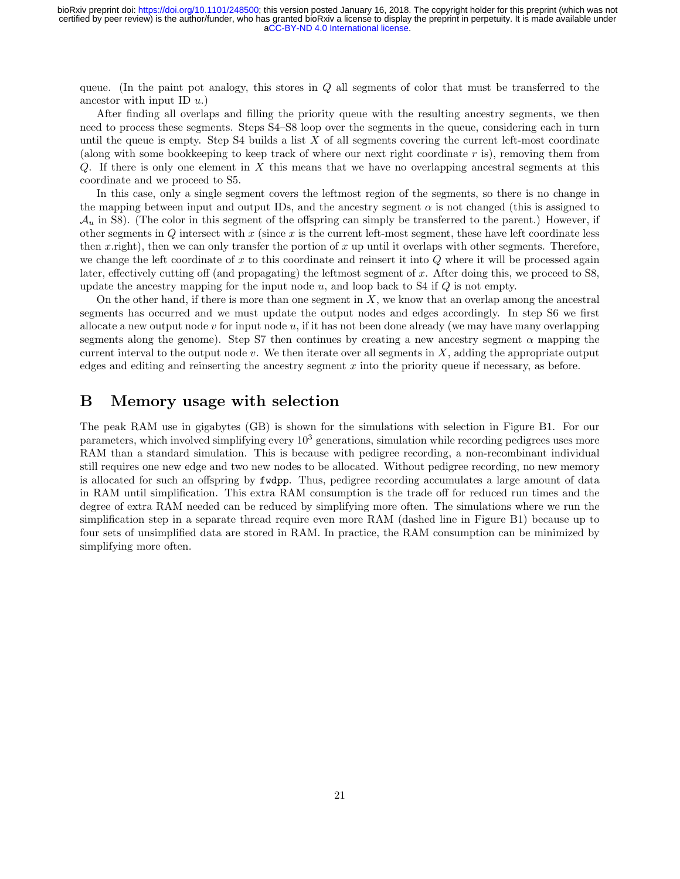queue. (In the paint pot analogy, this stores in $Q$ all segments of color that must be transferred to the ancestor with input ID $u$.)

After finding all overlaps and filling the priority queue with the resulting ancestry segments, we then need to process these segments. Steps S4–S8 loop over the segments in the queue, considering each in turn until the queue is empty. Step S4 builds a list $X$ of all segments covering the current left-most coordinate (along with some bookkeeping to keep track of where our next right coordinate $r$ is), removing them from $Q$. If there is only one element in $X$ this means that we have no overlapping ancestral segments at this coordinate and we proceed to S5.

In this case, only a single segment covers the leftmost region of the segments, so there is no change in the mapping between input and output IDs, and the ancestry segment $\alpha$ is not changed (this is assigned to $\mathcal{A}_u$ in S8). (The color in this segment of the offspring can simply be transferred to the parent.) However, if other segments in $Q$ intersect with $x$ (since $x$ is the current left-most segment, these have left coordinate less then $x$.right), then we can only transfer the portion of $x$ up until it overlaps with other segments. Therefore, we change the left coordinate of $x$ to this coordinate and reinsert it into $Q$ where it will be processed again later, effectively cutting off (and propagating) the leftmost segment of $x$. After doing this, we proceed to S8, update the ancestry mapping for the input node $u$, and loop back to S4 if $Q$ is not empty.

On the other hand, if there is more than one segment in $X$, we know that an overlap among the ancestral segments has occurred and we must update the output nodes and edges accordingly. In step S6 we first allocate a new output node $v$ for input node $u$, if it has not been done already (we may have many overlapping segments along the genome). Step S7 then continues by creating a new ancestry segment $\alpha$ mapping the current interval to the output node $v$. We then iterate over all segments in $X$, adding the appropriate output edges and editing and reinserting the ancestry segment $x$ into the priority queue if necessary, as before.

# B Memory usage with selection

The peak RAM use in gigabytes (GB) is shown for the simulations with selection in Figure B1. For our parameters, which involved simplifying every $10^3$ generations, simulation while recording pedigrees uses more RAM than a standard simulation. This is because with pedigree recording, a non-recombinant individual still requires one new edge and two new nodes to be allocated. Without pedigree recording, no new memory is allocated for such an offspring by `fwdpp`. Thus, pedigree recording accumulates a large amount of data in RAM until simplification. This extra RAM consumption is the trade off for reduced run times and the degree of extra RAM needed can be reduced by simplifying more often. The simulations where we run the simplification step in a separate thread require even more RAM (dashed line in Figure B1) because up to four sets of unsimplified data are stored in RAM. In practice, the RAM consumption can be minimized by simplifying more often.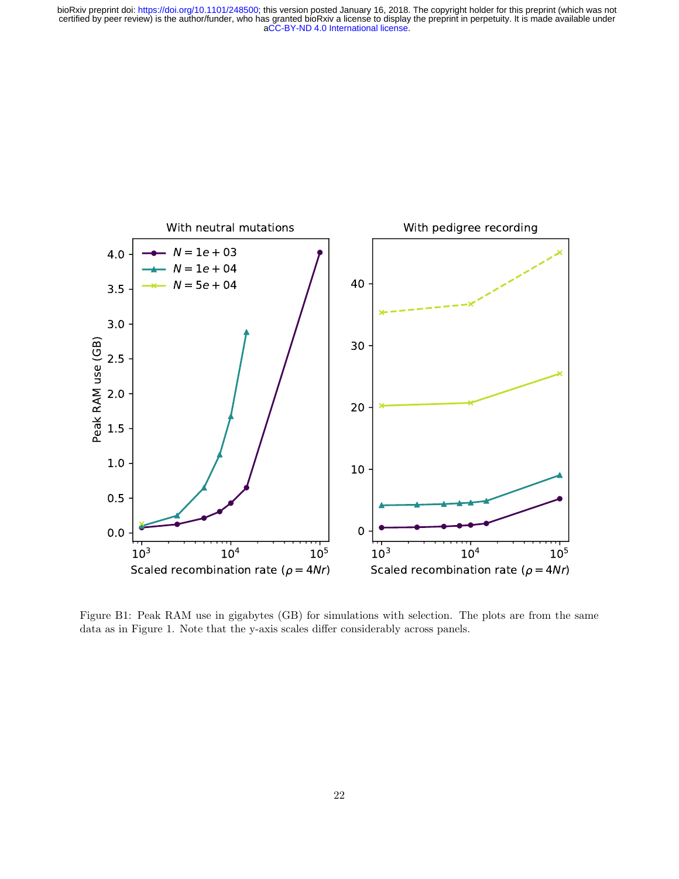Figure B1: Peak RAM use in gigabytes (GB) for simulations with selection. The plots are from the same data as in Figure 1. Note that the y-axis scales differ considerably across panels.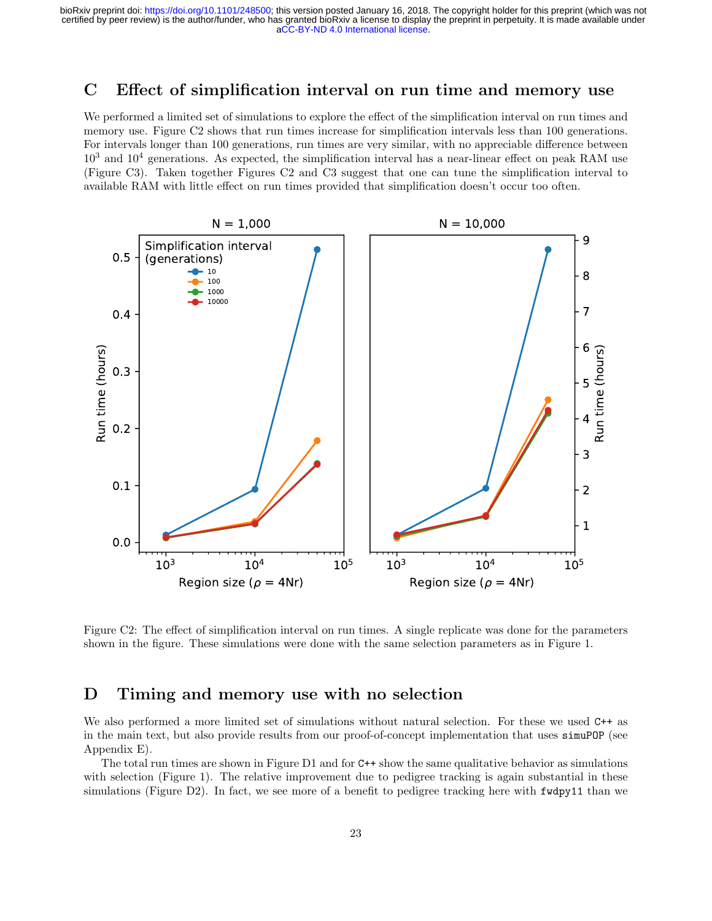## C Effect of simplification interval on run time and memory use

We performed a limited set of simulations to explore the effect of the simplification interval on run times and memory use. Figure C2 shows that run times increase for simplification intervals less than 100 generations. For intervals longer than 100 generations, run times are very similar, with no appreciable difference between $10^3$ and $10^4$ generations. As expected, the simplification interval has a near-linear effect on peak RAM use (Figure C3). Taken together Figures C2 and C3 suggest that one can tune the simplification interval to available RAM with little effect on run times provided that simplification doesn't occur too often.

Figure C2: The effect of simplification interval on run times. A single replicate was done for the parameters shown in the figure. These simulations were done with the same selection parameters as in Figure 1.

## D Timing and memory use with no selection

We also performed a more limited set of simulations without natural selection. For these we used `C++` as in the main text, but also provide results from our proof-of-concept implementation that uses `simuPOP` (see Appendix E).

The total run times are shown in Figure D1 and for `C++` show the same qualitative behavior as simulations with selection (Figure 1). The relative improvement due to pedigree tracking is again substantial in these simulations (Figure D2). In fact, we see more of a benefit to pedigree tracking here with `fwdpy11` than we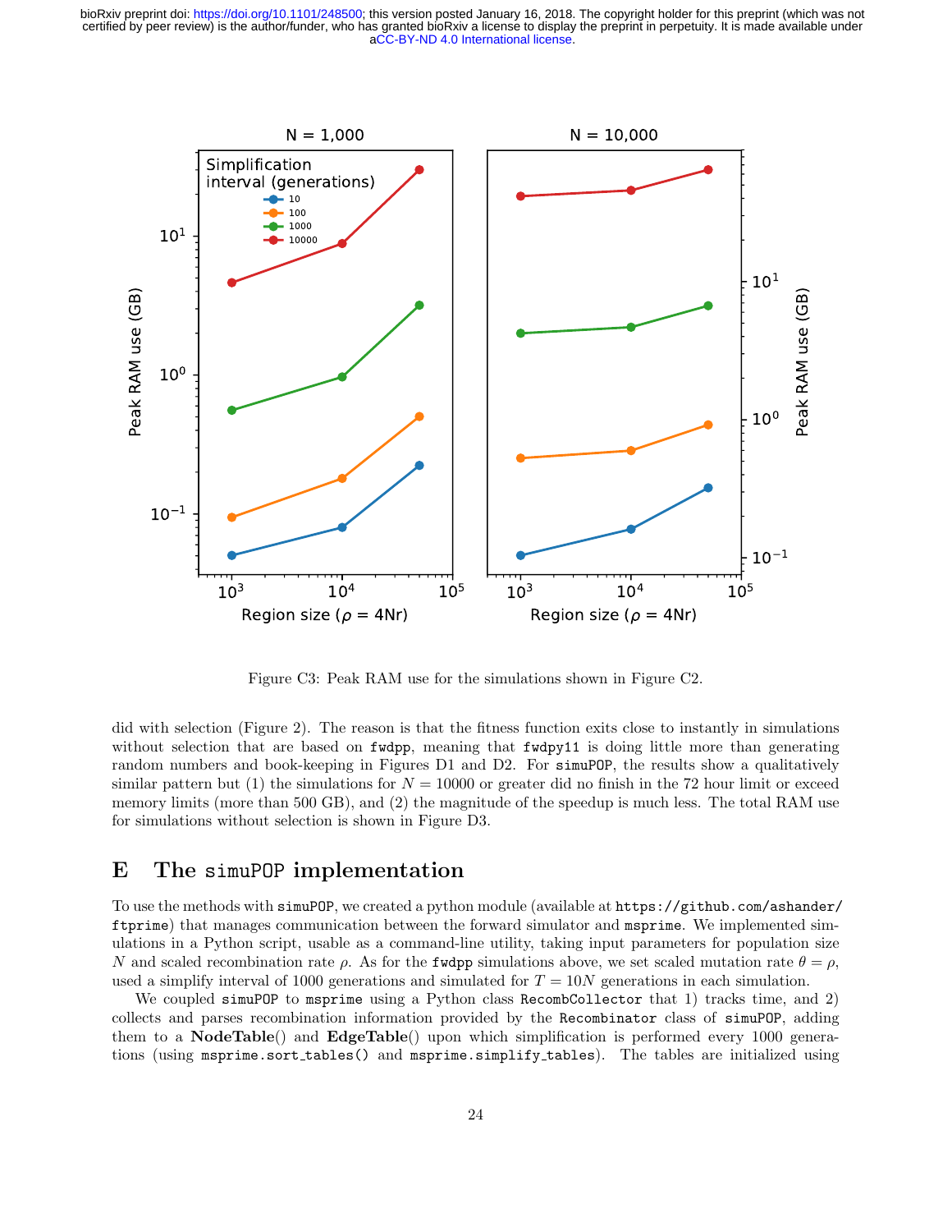Figure C3: Peak RAM use for the simulations shown in Figure C2.

did with selection (Figure 2). The reason is that the fitness function exits close to instantly in simulations without selection that are based on fwdpp, meaning that fwdpy11 is doing little more than generating random numbers and book-keeping in Figures D1 and D2. For simuPOP, the results show a qualitatively similar pattern but (1) the simulations for $N = 10000$ or greater did no finish in the 72 hour limit or exceed memory limits (more than 500 GB), and (2) the magnitude of the speedup is much less. The total RAM use for simulations without selection is shown in Figure D3.

## E The simuPOP implementation

To use the methods with simuPOP, we created a python module (available at https://github.com/ashander/ftprime) that manages communication between the forward simulator and msprime. We implemented simulations in a Python script, usable as a command-line utility, taking input parameters for population size $N$ and scaled recombination rate $\rho$. As for the fwdpp simulations above, we set scaled mutation rate $\theta = \rho$, used a simplify interval of 1000 generations and simulated for $T = 10N$ generations in each simulation.

We coupled simuPOP to msprime using a Python class RecombCollector that 1) tracks time, and 2) collects and parses recombination information provided by the Recombinator class of simuPOP, adding them to a **NodeTable**() and **EdgeTable**() upon which simplification is performed every 1000 generations (using msprime.sort_tables() and msprime.simplify_tables). The tables are initialized using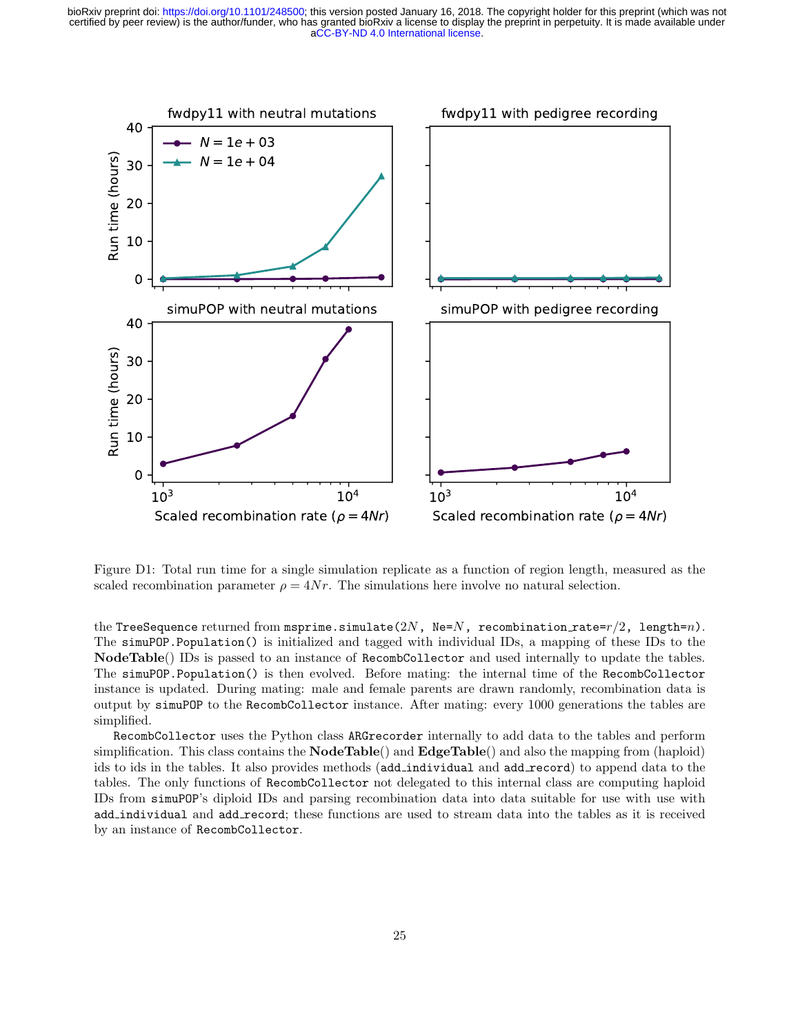Figure D1: Total run time for a single simulation replicate as a function of region length, measured as the scaled recombination parameter $\rho = 4Nr$. The simulations here involve no natural selection.

the `TreeSequence` returned from `msprime.simulate(`$2N$`, Ne=`$N$`, recombination_rate=`$r/2$`, length=`$n$`)`. The `simuPOP.Population()` is initialized and tagged with individual IDs, a mapping of these IDs to the **NodeTable**() IDs is passed to an instance of `RecombCollector` and used internally to update the tables. The `simuPOP.Population()` is then evolved. Before mating: the internal time of the `RecombCollector` instance is updated. During mating: male and female parents are drawn randomly, recombination data is output by `simuPOP` to the `RecombCollector` instance. After mating: every 1000 generations the tables are simplified.

`RecombCollector` uses the Python class `ARGrecorder` internally to add data to the tables and perform simplification. This class contains the **NodeTable**() and **EdgeTable**() and also the mapping from (haploid) ids to ids in the tables. It also provides methods (`add_individual` and `add_record`) to append data to the tables. The only functions of `RecombCollector` not delegated to this internal class are computing haploid IDs from `simuPOP`'s diploid IDs and parsing recombination data into data suitable for use with use with `add_individual` and `add_record`; these functions are used to stream data into the tables as it is received by an instance of `RecombCollector`.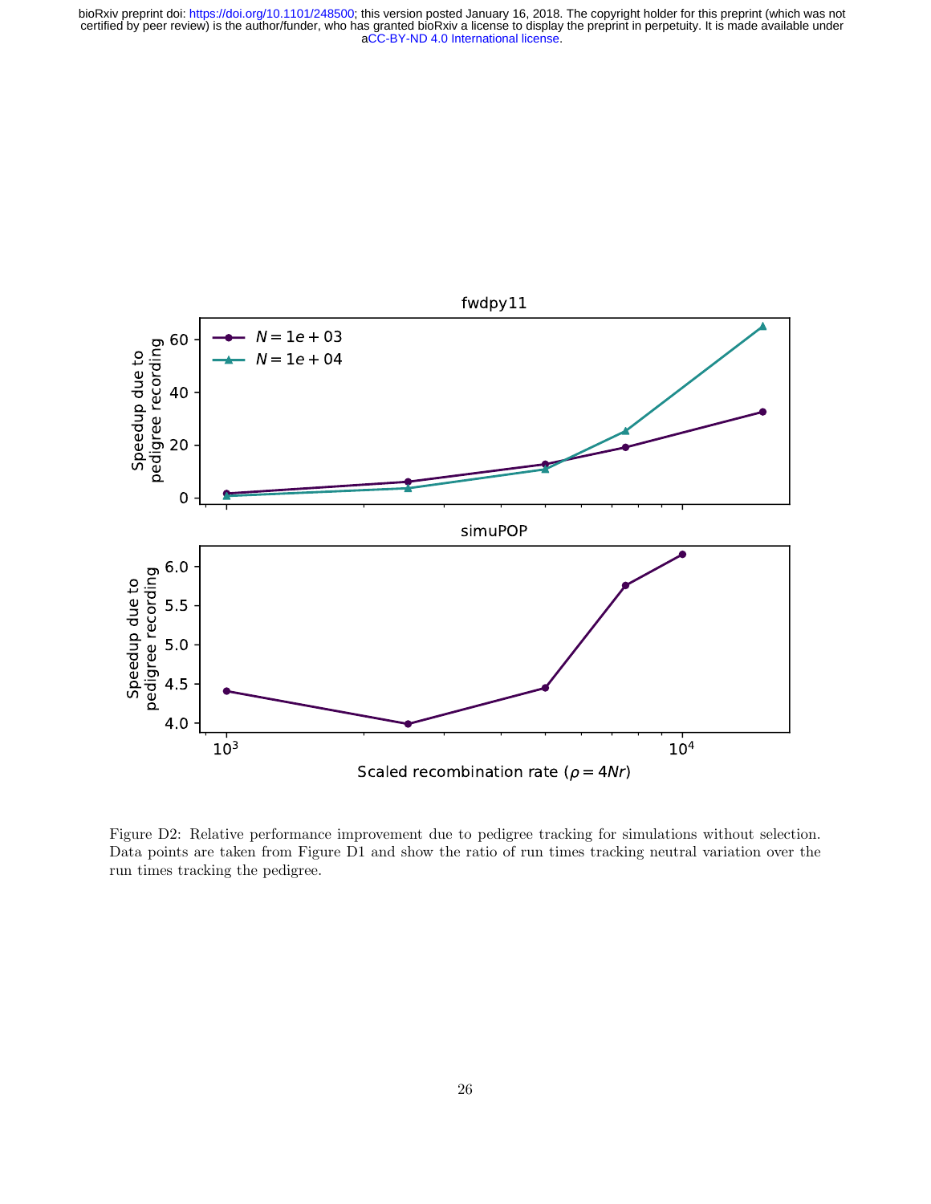Figure D2: Relative performance improvement due to pedigree tracking for simulations without selection. Data points are taken from Figure D1 and show the ratio of run times tracking neutral variation over the run times tracking the pedigree.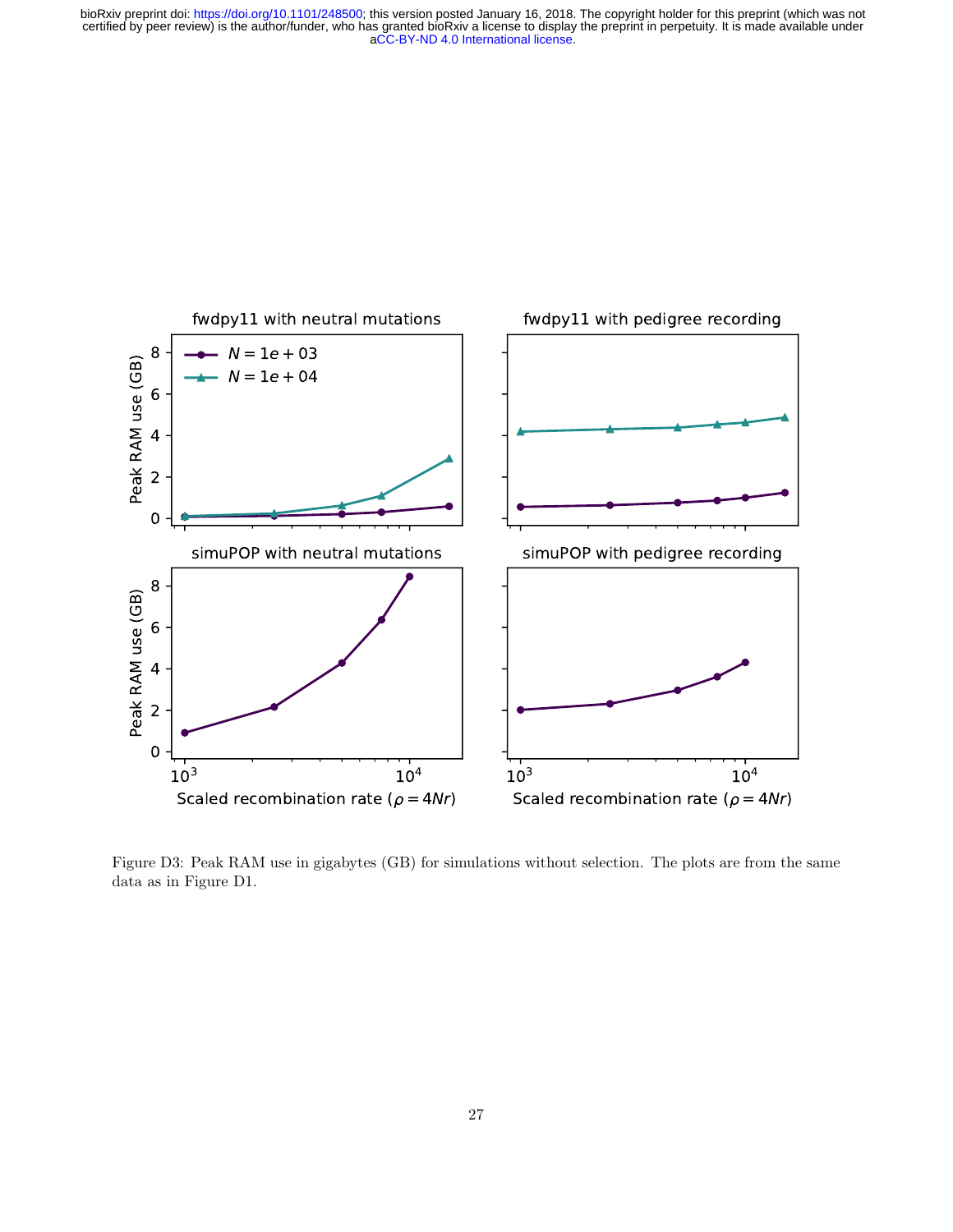Figure D3: Peak RAM use in gigabytes (GB) for simulations without selection. The plots are from the same data as in Figure D1.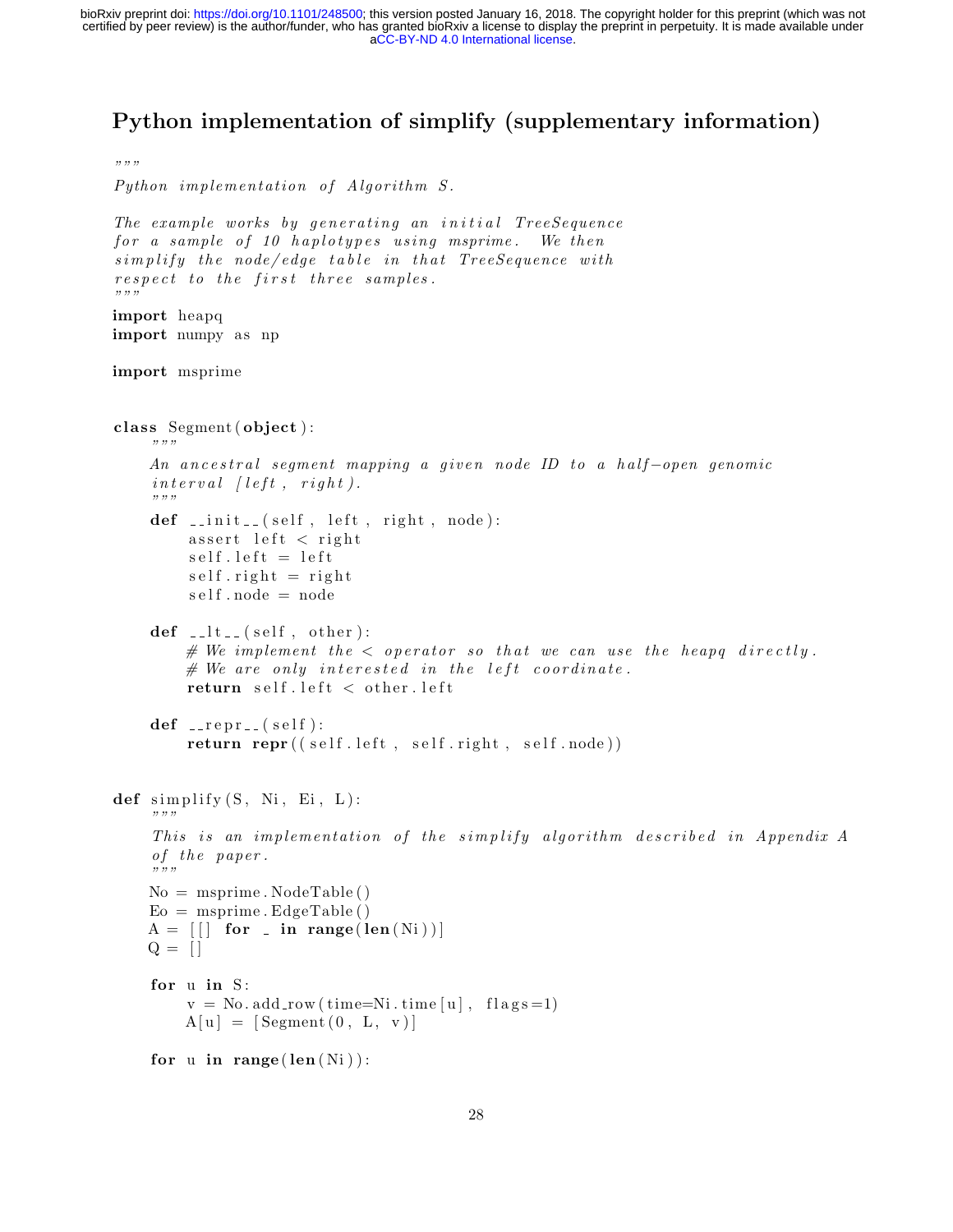## Python implementation of simplify (supplementary information)

```python
"""
Python implementation of Algorithm S.

The example works by generating an initial TreeSequence
for a sample of 10 haplotypes using msprime.  We then
simplify the node/edge table in that TreeSequence with
respect to the first three samples.
"""
import heapq
import numpy as np

import msprime


class Segment(object):
    """
    An ancestral segment mapping a given node ID to a half-open genomic
    interval [left, right).
    """
    def __init__(self, left, right, node):
        assert left < right
        self.left = left
        self.right = right
        self.node = node

    def __lt__(self, other):
        # We implement the < operator so that we can use the heapq directly.
        # We are only interested in the left coordinate.
        return self.left < other.left

    def __repr__(self):
        return repr((self.left, self.right, self.node))


def simplify(S, Ni, Ei, L):
    """
    This is an implementation of the simplify algorithm described in Appendix A
    of the paper.
    """
    No = msprime.NodeTable()
    Eo = msprime.EdgeTable()
    A = [[] for _ in range(len(Ni))]
    Q = []

    for u in S:
        v = No.add_row(time=Ni.time[u], flags=1)
        A[u] = [Segment(0, L, v)]

    for u in range(len(Ni)):
```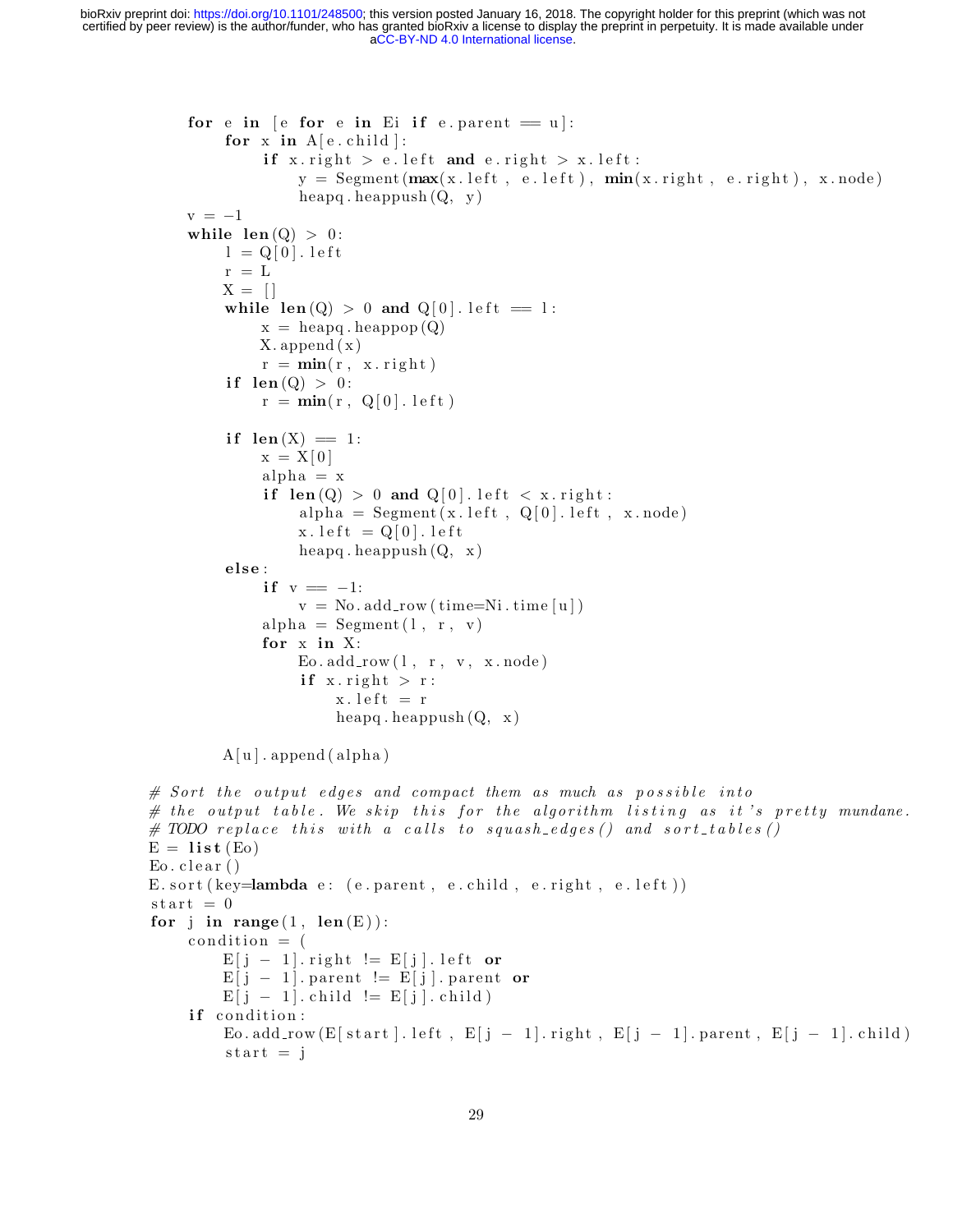```python
        for e in [e for e in Ei if e.parent == u]:
            for x in A[e.child]:
                if x.right > e.left and e.right > x.left:
                    y = Segment(max(x.left, e.left), min(x.right, e.right), x.node)
                    heapq.heappush(Q, y)
        v = -1
        while len(Q) > 0:
            l = Q[0].left
            r = L
            X = []
            while len(Q) > 0 and Q[0].left == l:
                x = heapq.heappop(Q)
                X.append(x)
                r = min(r, x.right)
            if len(Q) > 0:
                r = min(r, Q[0].left)

            if len(X) == 1:
                x = X[0]
                alpha = x
                if len(Q) > 0 and Q[0].left < x.right:
                    alpha = Segment(x.left, Q[0].left, x.node)
                    x.left = Q[0].left
                    heapq.heappush(Q, x)
            else:
                if v == -1:
                    v = No.add_row(time=Ni.time[u])
                alpha = Segment(l, r, v)
                for x in X:
                    Eo.add_row(l, r, v, x.node)
                    if x.right > r:
                        x.left = r
                        heapq.heappush(Q, x)

            A[u].append(alpha)

    # Sort the output edges and compact them as much as possible into
    # the output table. We skip this for the algorithm listing as it's pretty mundane.
    # TODO replace this with a calls to squash_edges() and sort_tables()
    E = list(Eo)
    Eo.clear()
    E.sort(key=lambda e: (e.parent, e.child, e.right, e.left))
    start = 0
    for j in range(1, len(E)):
        condition = (
            E[j - 1].right != E[j].left or
            E[j - 1].parent != E[j].parent or
            E[j - 1].child != E[j].child)
        if condition:
            Eo.add_row(E[start].left, E[j - 1].right, E[j - 1].parent, E[j - 1].child)
            start = j
```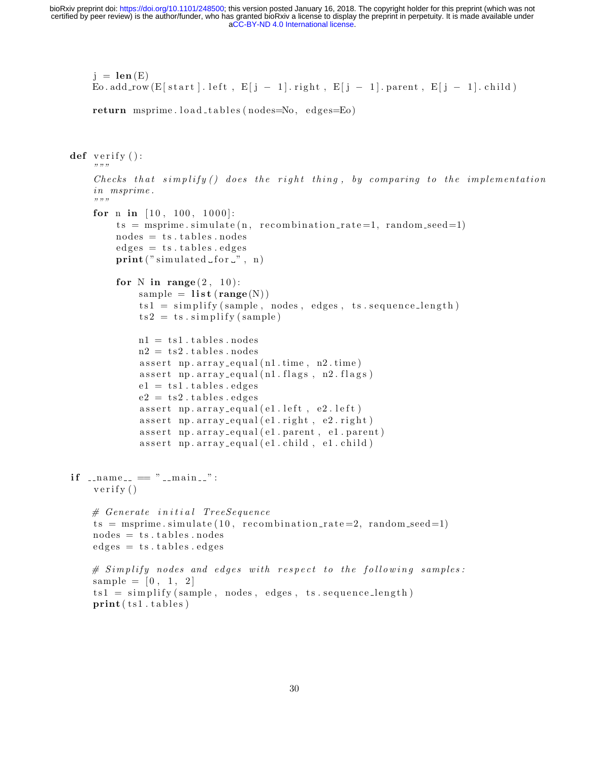```
    j = len(E)
    Eo.add_row(E[start].left, E[j - 1].right, E[j - 1].parent, E[j - 1].child)

    return msprime.load_tables(nodes=No, edges=Eo)


def verify():
    """
    Checks that simplify() does the right thing, by comparing to the implementation
    in msprime.
    """
    for n in [10, 100, 1000]:
        ts = msprime.simulate(n, recombination_rate=1, random_seed=1)
        nodes = ts.tables.nodes
        edges = ts.tables.edges
        print("simulated for ", n)

        for N in range(2, 10):
            sample = list(range(N))
            ts1 = simplify(sample, nodes, edges, ts.sequence_length)
            ts2 = ts.simplify(sample)

            n1 = ts1.tables.nodes
            n2 = ts2.tables.nodes
            assert np.array_equal(n1.time, n2.time)
            assert np.array_equal(n1.flags, n2.flags)
            e1 = ts1.tables.edges
            e2 = ts2.tables.edges
            assert np.array_equal(e1.left, e2.left)
            assert np.array_equal(e1.right, e2.right)
            assert np.array_equal(e1.parent, e1.parent)
            assert np.array_equal(e1.child, e1.child)


if __name__ == "__main__":
    verify()

    # Generate initial TreeSequence
    ts = msprime.simulate(10, recombination_rate=2, random_seed=1)
    nodes = ts.tables.nodes
    edges = ts.tables.edges

    # Simplify nodes and edges with respect to the following samples:
    sample = [0, 1, 2]
    ts1 = simplify(sample, nodes, edges, ts.sequence_length)
    print(ts1.tables)
```